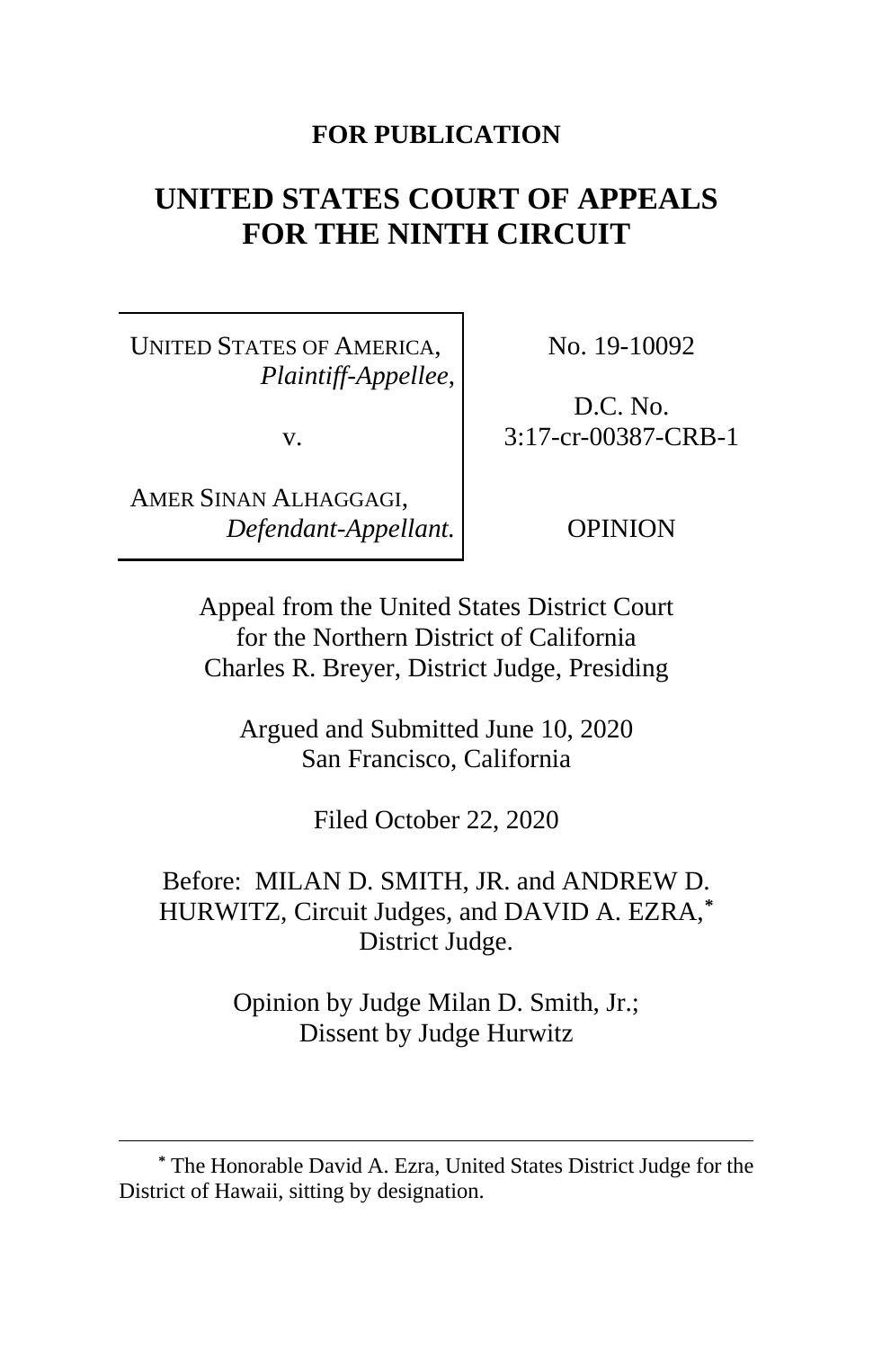**FOR PUBLICATION**

# UNITED STATES COURT OF APPEALS FOR THE NINTH CIRCUIT

| | |
|---|---|
| UNITED STATES OF AMERICA, *Plaintiff-Appellee,* | No. 19-10092 |
| v. | D.C. No. 3:17-cr-00387-CRB-1 |
| AMER SINAN ALHAGGAGI, *Defendant-Appellant.* | OPINION |

Appeal from the United States District Court
for the Northern District of California
Charles R. Breyer, District Judge, Presiding

Argued and Submitted June 10, 2020
San Francisco, California

Filed October 22, 2020

Before: MILAN D. SMITH, JR. and ANDREW D. HURWITZ, Circuit Judges, and DAVID A. EZRA,* District Judge.

Opinion by Judge Milan D. Smith, Jr.;
Dissent by Judge Hurwitz

---

* The Honorable David A. Ezra, United States District Judge for the District of Hawaii, sitting by designation.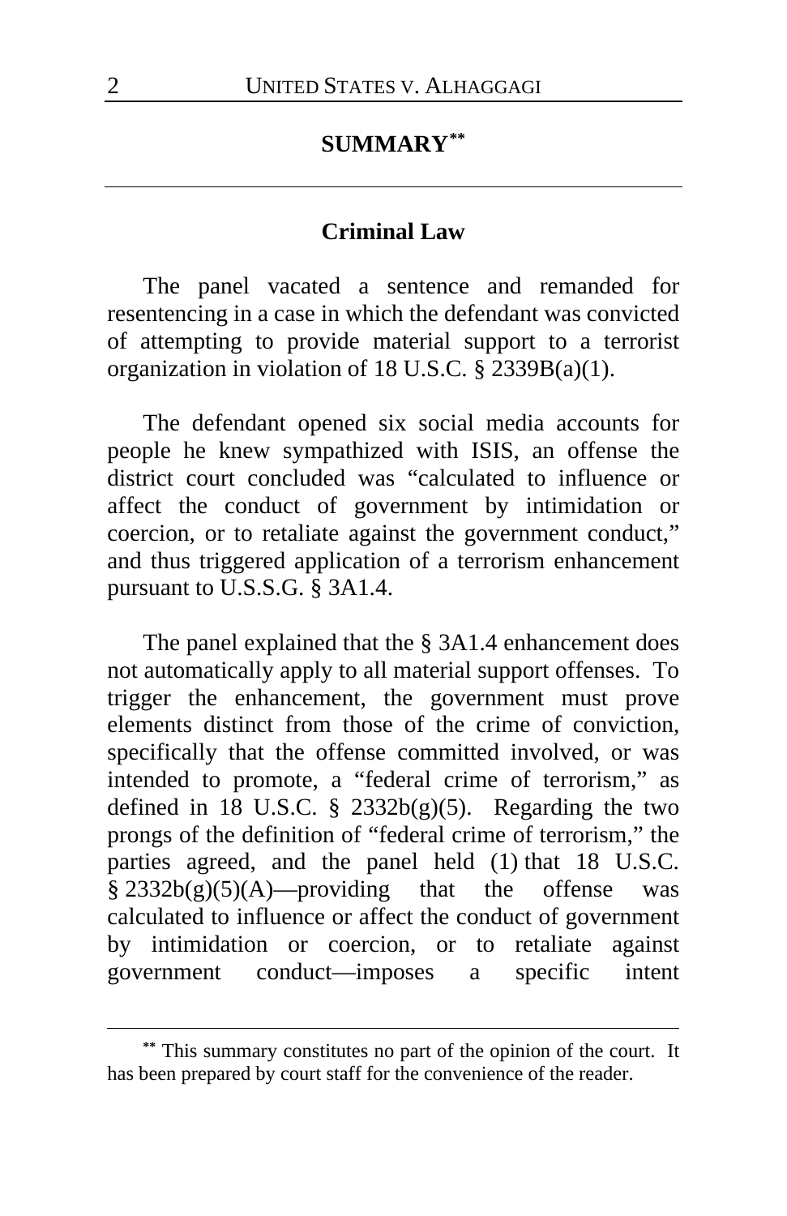## SUMMARY[**]

### Criminal Law

The panel vacated a sentence and remanded for resentencing in a case in which the defendant was convicted of attempting to provide material support to a terrorist organization in violation of 18 U.S.C. § 2339B(a)(1).

The defendant opened six social media accounts for people he knew sympathized with ISIS, an offense the district court concluded was "calculated to influence or affect the conduct of government by intimidation or coercion, or to retaliate against the government conduct," and thus triggered application of a terrorism enhancement pursuant to U.S.S.G. § 3A1.4.

The panel explained that the § 3A1.4 enhancement does not automatically apply to all material support offenses. To trigger the enhancement, the government must prove elements distinct from those of the crime of conviction, specifically that the offense committed involved, or was intended to promote, a "federal crime of terrorism," as defined in 18 U.S.C. § 2332b(g)(5). Regarding the two prongs of the definition of "federal crime of terrorism," the parties agreed, and the panel held (1) that 18 U.S.C. § 2332b(g)(5)(A)—providing that the offense was calculated to influence or affect the conduct of government by intimidation or coercion, or to retaliate against government conduct—imposes a specific intent

[**] This summary constitutes no part of the opinion of the court. It has been prepared by court staff for the convenience of the reader.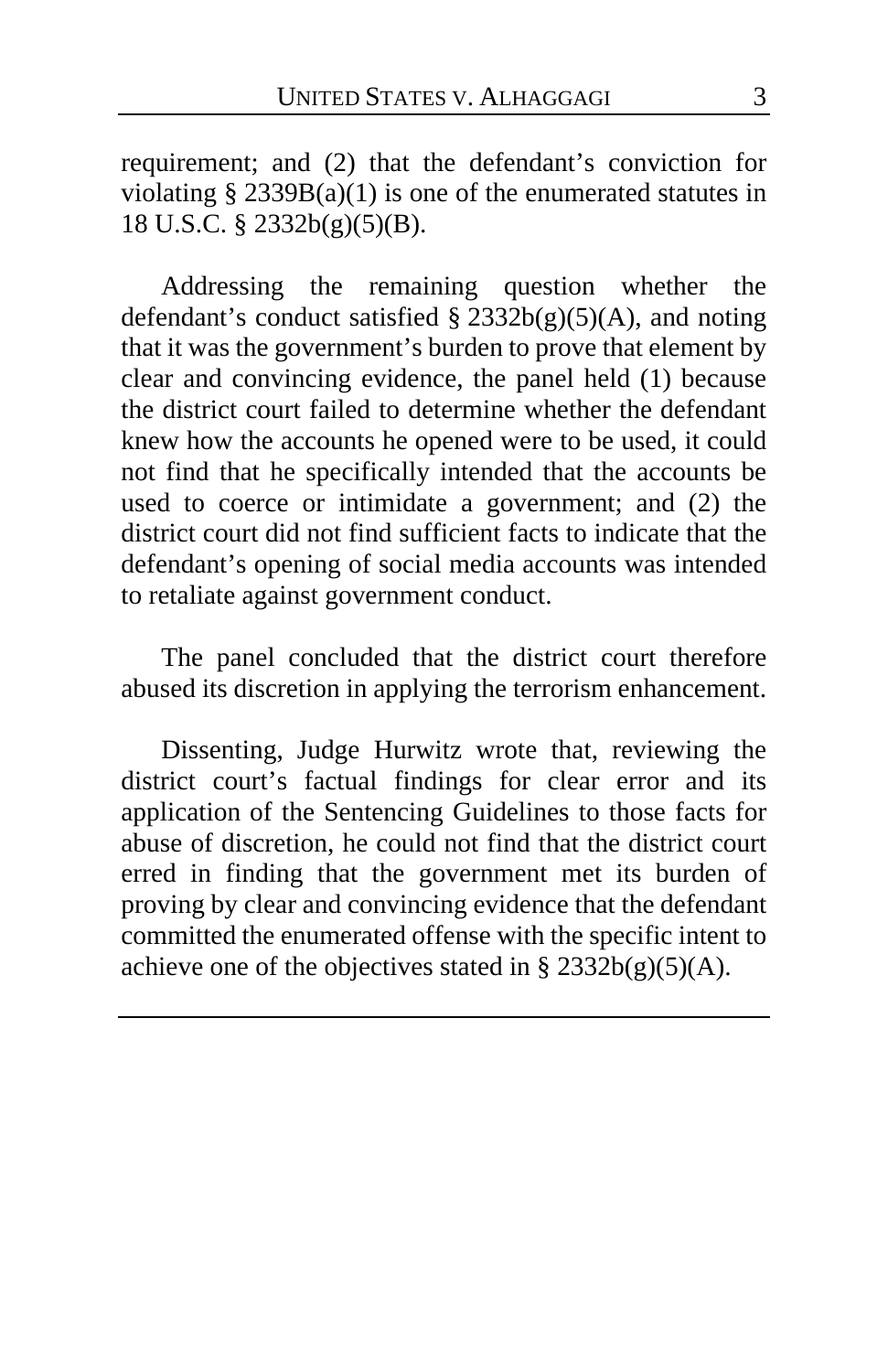requirement; and (2) that the defendant's conviction for violating § 2339B(a)(1) is one of the enumerated statutes in 18 U.S.C. § 2332b(g)(5)(B).

Addressing the remaining question whether the defendant's conduct satisfied § 2332b(g)(5)(A), and noting that it was the government's burden to prove that element by clear and convincing evidence, the panel held (1) because the district court failed to determine whether the defendant knew how the accounts he opened were to be used, it could not find that he specifically intended that the accounts be used to coerce or intimidate a government; and (2) the district court did not find sufficient facts to indicate that the defendant's opening of social media accounts was intended to retaliate against government conduct.

The panel concluded that the district court therefore abused its discretion in applying the terrorism enhancement.

Dissenting, Judge Hurwitz wrote that, reviewing the district court's factual findings for clear error and its application of the Sentencing Guidelines to those facts for abuse of discretion, he could not find that the district court erred in finding that the government met its burden of proving by clear and convincing evidence that the defendant committed the enumerated offense with the specific intent to achieve one of the objectives stated in § 2332b(g)(5)(A).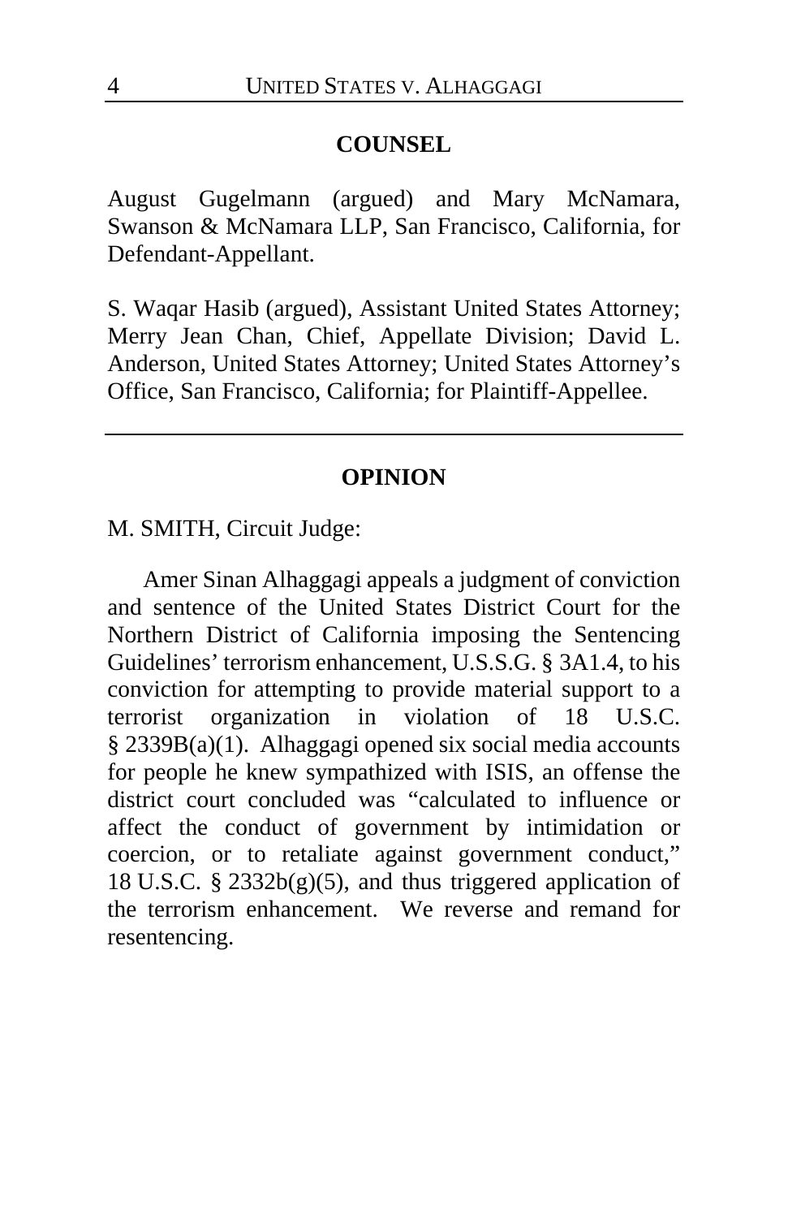## COUNSEL

August Gugelmann (argued) and Mary McNamara, Swanson & McNamara LLP, San Francisco, California, for Defendant-Appellant.

S. Waqar Hasib (argued), Assistant United States Attorney; Merry Jean Chan, Chief, Appellate Division; David L. Anderson, United States Attorney; United States Attorney's Office, San Francisco, California; for Plaintiff-Appellee.

---

## OPINION

M. SMITH, Circuit Judge:

Amer Sinan Alhaggagi appeals a judgment of conviction and sentence of the United States District Court for the Northern District of California imposing the Sentencing Guidelines' terrorism enhancement, U.S.S.G. § 3A1.4, to his conviction for attempting to provide material support to a terrorist organization in violation of 18 U.S.C. § 2339B(a)(1). Alhaggagi opened six social media accounts for people he knew sympathized with ISIS, an offense the district court concluded was "calculated to influence or affect the conduct of government by intimidation or coercion, or to retaliate against government conduct," 18 U.S.C. § 2332b(g)(5), and thus triggered application of the terrorism enhancement. We reverse and remand for resentencing.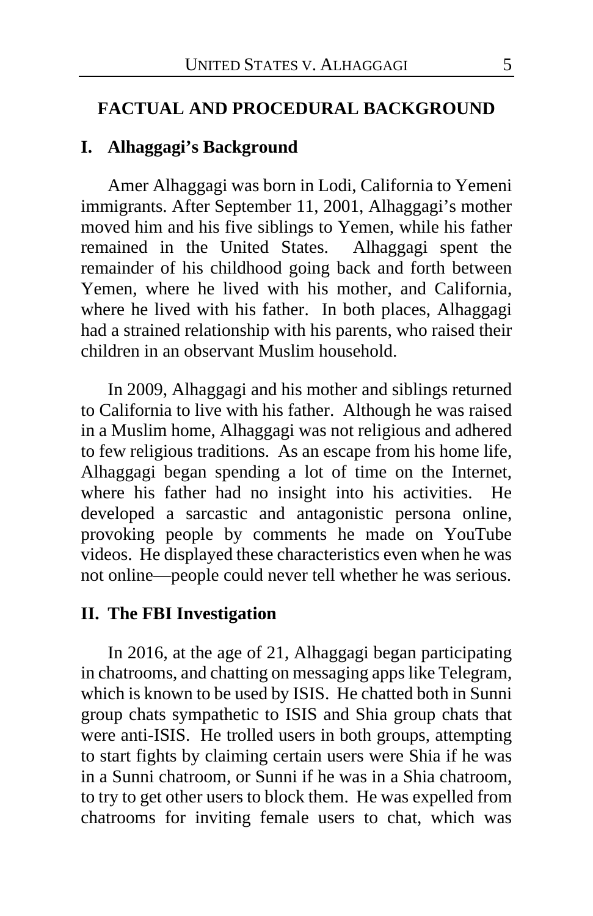## FACTUAL AND PROCEDURAL BACKGROUND

### I. Alhaggagi's Background

Amer Alhaggagi was born in Lodi, California to Yemeni immigrants. After September 11, 2001, Alhaggagi's mother moved him and his five siblings to Yemen, while his father remained in the United States. Alhaggagi spent the remainder of his childhood going back and forth between Yemen, where he lived with his mother, and California, where he lived with his father. In both places, Alhaggagi had a strained relationship with his parents, who raised their children in an observant Muslim household.

In 2009, Alhaggagi and his mother and siblings returned to California to live with his father. Although he was raised in a Muslim home, Alhaggagi was not religious and adhered to few religious traditions. As an escape from his home life, Alhaggagi began spending a lot of time on the Internet, where his father had no insight into his activities. He developed a sarcastic and antagonistic persona online, provoking people by comments he made on YouTube videos. He displayed these characteristics even when he was not online—people could never tell whether he was serious.

### II. The FBI Investigation

In 2016, at the age of 21, Alhaggagi began participating in chatrooms, and chatting on messaging apps like Telegram, which is known to be used by ISIS. He chatted both in Sunni group chats sympathetic to ISIS and Shia group chats that were anti-ISIS. He trolled users in both groups, attempting to start fights by claiming certain users were Shia if he was in a Sunni chatroom, or Sunni if he was in a Shia chatroom, to try to get other users to block them. He was expelled from chatrooms for inviting female users to chat, which was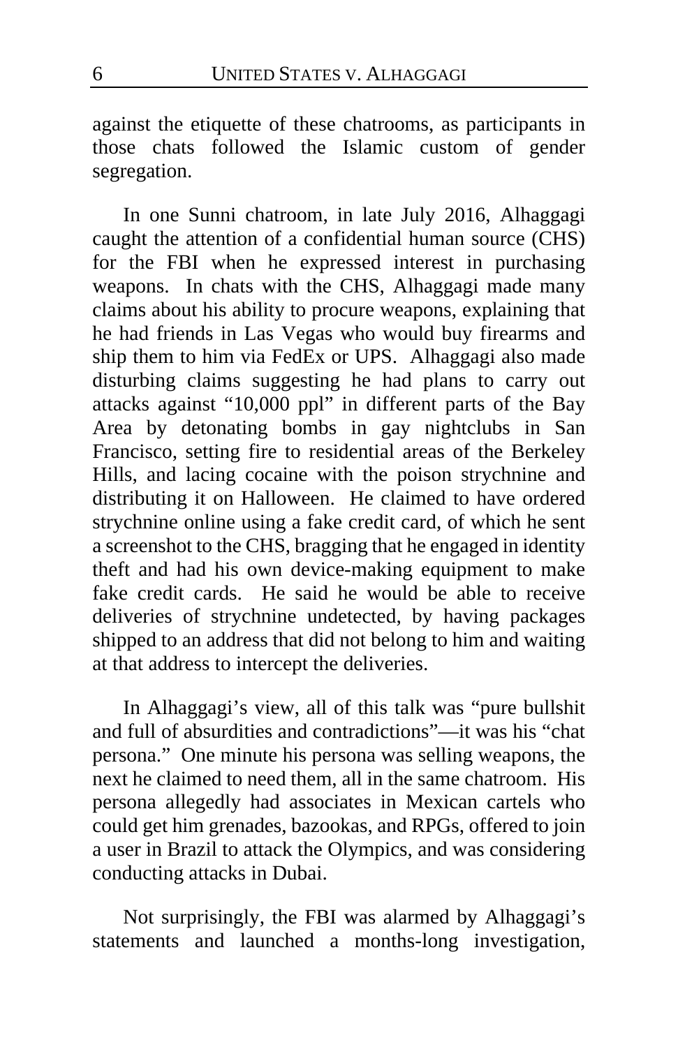against the etiquette of these chatrooms, as participants in those chats followed the Islamic custom of gender segregation.

In one Sunni chatroom, in late July 2016, Alhaggagi caught the attention of a confidential human source (CHS) for the FBI when he expressed interest in purchasing weapons. In chats with the CHS, Alhaggagi made many claims about his ability to procure weapons, explaining that he had friends in Las Vegas who would buy firearms and ship them to him via FedEx or UPS. Alhaggagi also made disturbing claims suggesting he had plans to carry out attacks against "10,000 ppl" in different parts of the Bay Area by detonating bombs in gay nightclubs in San Francisco, setting fire to residential areas of the Berkeley Hills, and lacing cocaine with the poison strychnine and distributing it on Halloween. He claimed to have ordered strychnine online using a fake credit card, of which he sent a screenshot to the CHS, bragging that he engaged in identity theft and had his own device-making equipment to make fake credit cards. He said he would be able to receive deliveries of strychnine undetected, by having packages shipped to an address that did not belong to him and waiting at that address to intercept the deliveries.

In Alhaggagi's view, all of this talk was "pure bullshit and full of absurdities and contradictions"—it was his "chat persona." One minute his persona was selling weapons, the next he claimed to need them, all in the same chatroom. His persona allegedly had associates in Mexican cartels who could get him grenades, bazookas, and RPGs, offered to join a user in Brazil to attack the Olympics, and was considering conducting attacks in Dubai.

Not surprisingly, the FBI was alarmed by Alhaggagi's statements and launched a months-long investigation,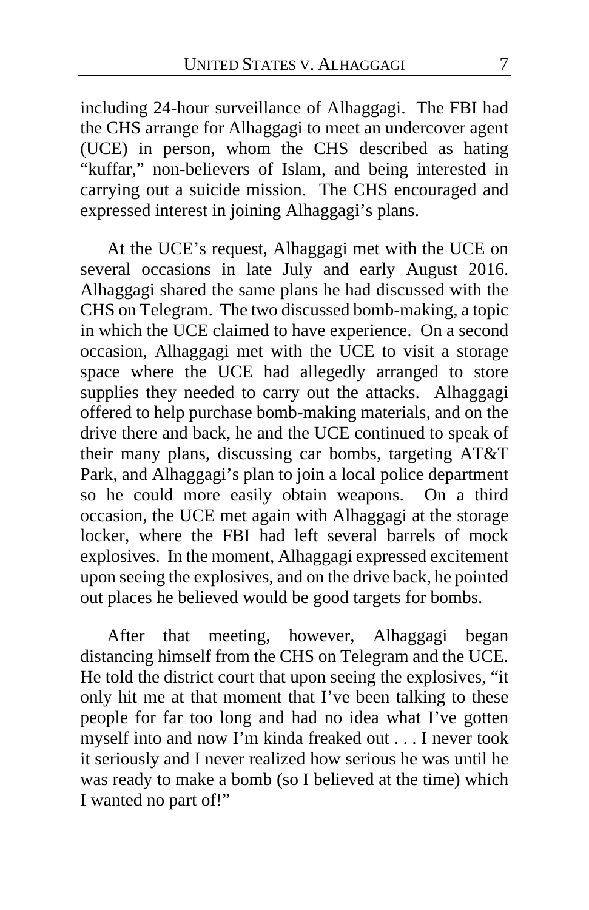including 24-hour surveillance of Alhaggagi. The FBI had the CHS arrange for Alhaggagi to meet an undercover agent (UCE) in person, whom the CHS described as hating "kuffar," non-believers of Islam, and being interested in carrying out a suicide mission. The CHS encouraged and expressed interest in joining Alhaggagi's plans.

At the UCE's request, Alhaggagi met with the UCE on several occasions in late July and early August 2016. Alhaggagi shared the same plans he had discussed with the CHS on Telegram. The two discussed bomb-making, a topic in which the UCE claimed to have experience. On a second occasion, Alhaggagi met with the UCE to visit a storage space where the UCE had allegedly arranged to store supplies they needed to carry out the attacks. Alhaggagi offered to help purchase bomb-making materials, and on the drive there and back, he and the UCE continued to speak of their many plans, discussing car bombs, targeting AT&T Park, and Alhaggagi's plan to join a local police department so he could more easily obtain weapons. On a third occasion, the UCE met again with Alhaggagi at the storage locker, where the FBI had left several barrels of mock explosives. In the moment, Alhaggagi expressed excitement upon seeing the explosives, and on the drive back, he pointed out places he believed would be good targets for bombs.

After that meeting, however, Alhaggagi began distancing himself from the CHS on Telegram and the UCE. He told the district court that upon seeing the explosives, "it only hit me at that moment that I've been talking to these people for far too long and had no idea what I've gotten myself into and now I'm kinda freaked out . . . I never took it seriously and I never realized how serious he was until he was ready to make a bomb (so I believed at the time) which I wanted no part of!"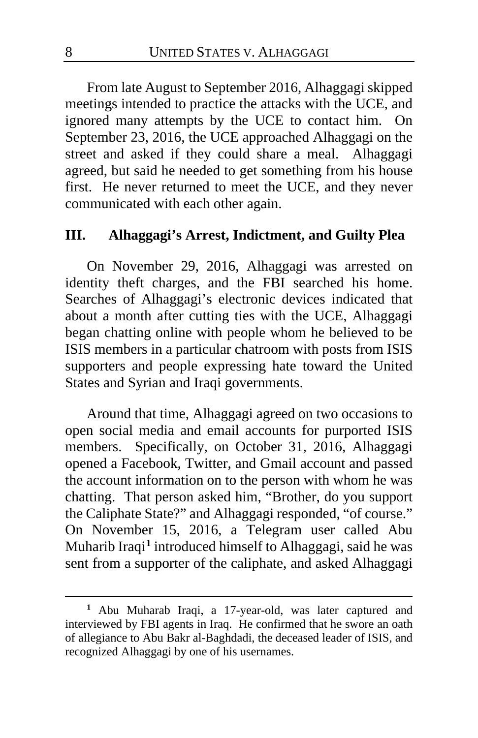From late August to September 2016, Alhaggagi skipped meetings intended to practice the attacks with the UCE, and ignored many attempts by the UCE to contact him. On September 23, 2016, the UCE approached Alhaggagi on the street and asked if they could share a meal. Alhaggagi agreed, but said he needed to get something from his house first. He never returned to meet the UCE, and they never communicated with each other again.

## III. Alhaggagi's Arrest, Indictment, and Guilty Plea

On November 29, 2016, Alhaggagi was arrested on identity theft charges, and the FBI searched his home. Searches of Alhaggagi's electronic devices indicated that about a month after cutting ties with the UCE, Alhaggagi began chatting online with people whom he believed to be ISIS members in a particular chatroom with posts from ISIS supporters and people expressing hate toward the United States and Syrian and Iraqi governments.

Around that time, Alhaggagi agreed on two occasions to open social media and email accounts for purported ISIS members. Specifically, on October 31, 2016, Alhaggagi opened a Facebook, Twitter, and Gmail account and passed the account information on to the person with whom he was chatting. That person asked him, "Brother, do you support the Caliphate State?" and Alhaggagi responded, "of course." On November 15, 2016, a Telegram user called Abu Muharib Iraqi[1] introduced himself to Alhaggagi, said he was sent from a supporter of the caliphate, and asked Alhaggagi

[1] Abu Muharab Iraqi, a 17-year-old, was later captured and interviewed by FBI agents in Iraq. He confirmed that he swore an oath of allegiance to Abu Bakr al-Baghdadi, the deceased leader of ISIS, and recognized Alhaggagi by one of his usernames.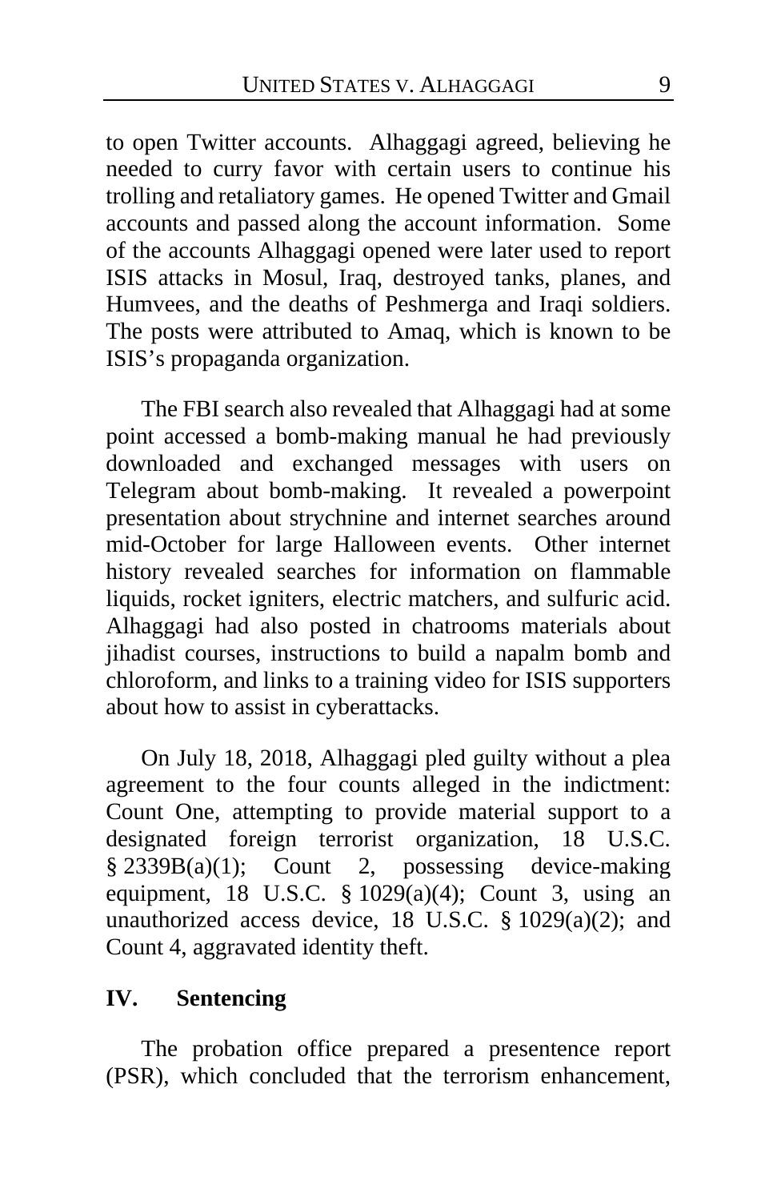to open Twitter accounts. Alhaggagi agreed, believing he needed to curry favor with certain users to continue his trolling and retaliatory games. He opened Twitter and Gmail accounts and passed along the account information. Some of the accounts Alhaggagi opened were later used to report ISIS attacks in Mosul, Iraq, destroyed tanks, planes, and Humvees, and the deaths of Peshmerga and Iraqi soldiers. The posts were attributed to Amaq, which is known to be ISIS's propaganda organization.

The FBI search also revealed that Alhaggagi had at some point accessed a bomb-making manual he had previously downloaded and exchanged messages with users on Telegram about bomb-making. It revealed a powerpoint presentation about strychnine and internet searches around mid-October for large Halloween events. Other internet history revealed searches for information on flammable liquids, rocket igniters, electric matchers, and sulfuric acid. Alhaggagi had also posted in chatrooms materials about jihadist courses, instructions to build a napalm bomb and chloroform, and links to a training video for ISIS supporters about how to assist in cyberattacks.

On July 18, 2018, Alhaggagi pled guilty without a plea agreement to the four counts alleged in the indictment: Count One, attempting to provide material support to a designated foreign terrorist organization, 18 U.S.C. § 2339B(a)(1); Count 2, possessing device-making equipment, 18 U.S.C. § 1029(a)(4); Count 3, using an unauthorized access device, 18 U.S.C. § 1029(a)(2); and Count 4, aggravated identity theft.

## IV. Sentencing

The probation office prepared a presentence report (PSR), which concluded that the terrorism enhancement,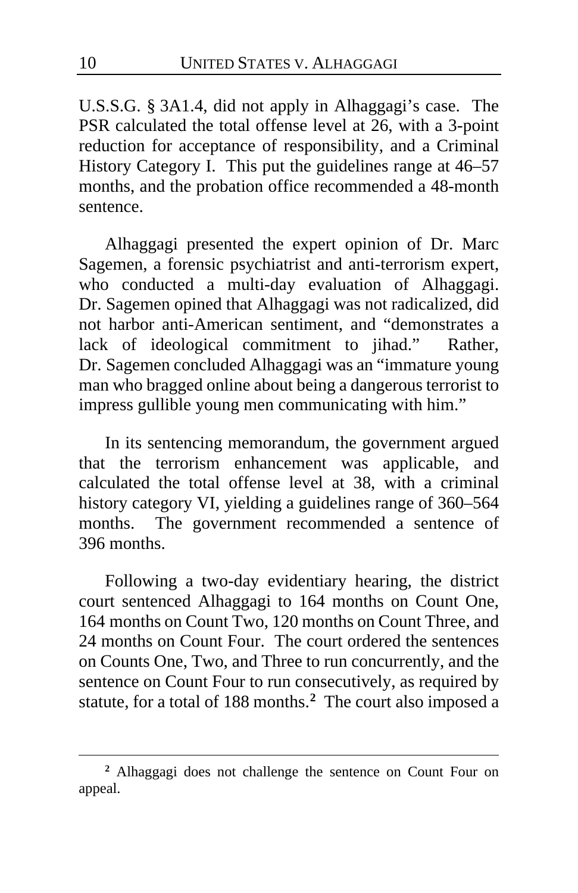U.S.S.G. § 3A1.4, did not apply in Alhaggagi's case. The PSR calculated the total offense level at 26, with a 3-point reduction for acceptance of responsibility, and a Criminal History Category I. This put the guidelines range at 46–57 months, and the probation office recommended a 48-month sentence.

Alhaggagi presented the expert opinion of Dr. Marc Sagemen, a forensic psychiatrist and anti-terrorism expert, who conducted a multi-day evaluation of Alhaggagi. Dr. Sagemen opined that Alhaggagi was not radicalized, did not harbor anti-American sentiment, and "demonstrates a lack of ideological commitment to jihad." Rather, Dr. Sagemen concluded Alhaggagi was an "immature young man who bragged online about being a dangerous terrorist to impress gullible young men communicating with him."

In its sentencing memorandum, the government argued that the terrorism enhancement was applicable, and calculated the total offense level at 38, with a criminal history category VI, yielding a guidelines range of 360–564 months. The government recommended a sentence of 396 months.

Following a two-day evidentiary hearing, the district court sentenced Alhaggagi to 164 months on Count One, 164 months on Count Two, 120 months on Count Three, and 24 months on Count Four. The court ordered the sentences on Counts One, Two, and Three to run concurrently, and the sentence on Count Four to run consecutively, as required by statute, for a total of 188 months.[2] The court also imposed a

[2] Alhaggagi does not challenge the sentence on Count Four on appeal.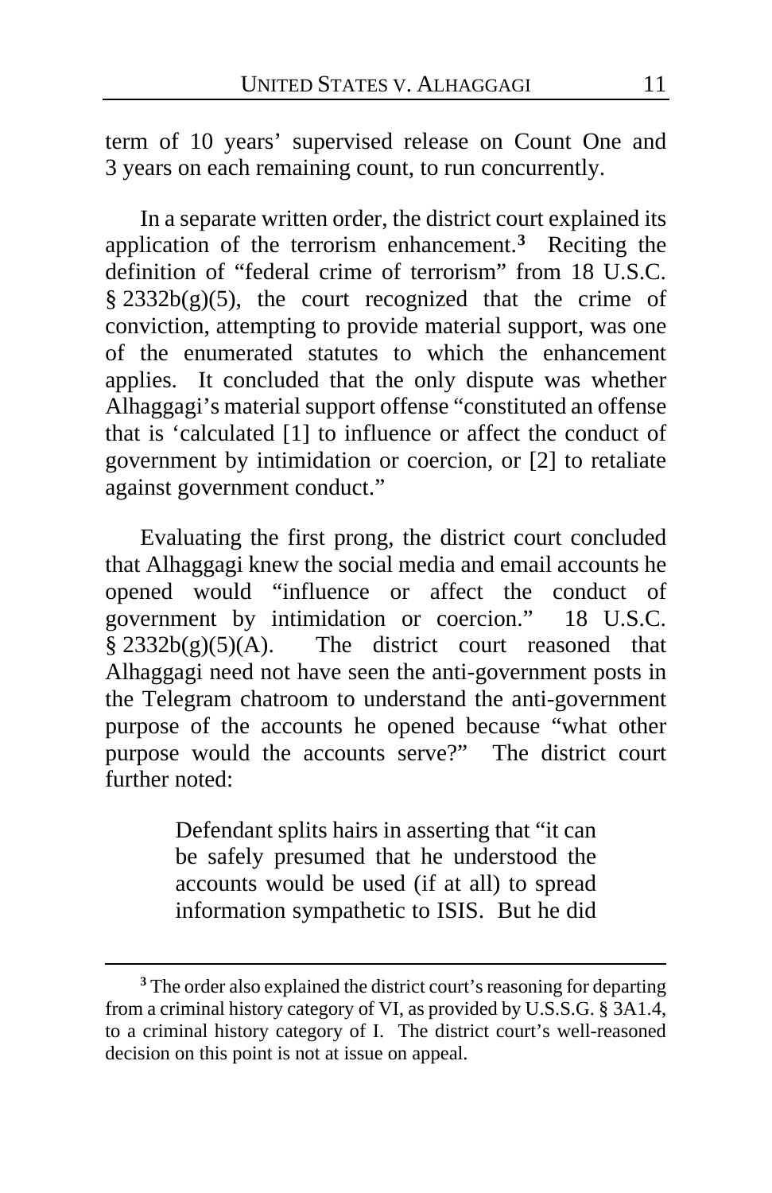term of 10 years' supervised release on Count One and 3 years on each remaining count, to run concurrently.

In a separate written order, the district court explained its application of the terrorism enhancement.[3] Reciting the definition of "federal crime of terrorism" from 18 U.S.C. § 2332b(g)(5), the court recognized that the crime of conviction, attempting to provide material support, was one of the enumerated statutes to which the enhancement applies. It concluded that the only dispute was whether Alhaggagi's material support offense "constituted an offense that is 'calculated [1] to influence or affect the conduct of government by intimidation or coercion, or [2] to retaliate against government conduct."

Evaluating the first prong, the district court concluded that Alhaggagi knew the social media and email accounts he opened would "influence or affect the conduct of government by intimidation or coercion." 18 U.S.C. § 2332b(g)(5)(A). The district court reasoned that Alhaggagi need not have seen the anti-government posts in the Telegram chatroom to understand the anti-government purpose of the accounts he opened because "what other purpose would the accounts serve?" The district court further noted:

> Defendant splits hairs in asserting that "it can be safely presumed that he understood the accounts would be used (if at all) to spread information sympathetic to ISIS. But he did

[3] The order also explained the district court's reasoning for departing from a criminal history category of VI, as provided by U.S.S.G. § 3A1.4, to a criminal history category of I. The district court's well-reasoned decision on this point is not at issue on appeal.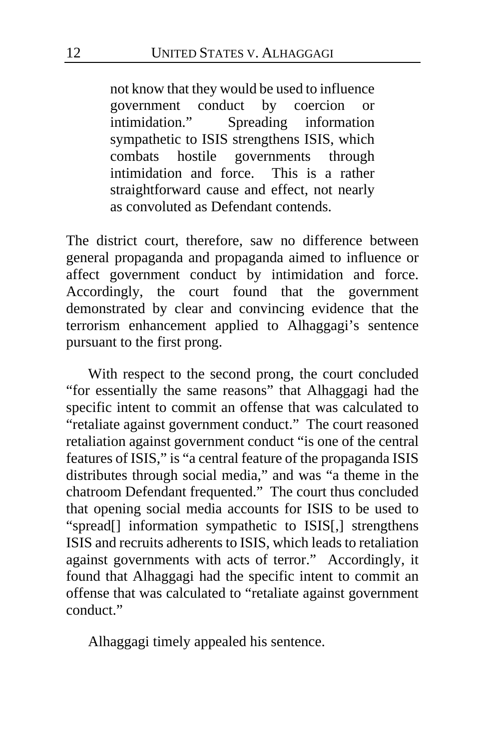> not know that they would be used to influence government conduct by coercion or intimidation." Spreading information sympathetic to ISIS strengthens ISIS, which combats hostile governments through intimidation and force. This is a rather straightforward cause and effect, not nearly as convoluted as Defendant contends.

The district court, therefore, saw no difference between general propaganda and propaganda aimed to influence or affect government conduct by intimidation and force. Accordingly, the court found that the government demonstrated by clear and convincing evidence that the terrorism enhancement applied to Alhaggagi's sentence pursuant to the first prong.

With respect to the second prong, the court concluded "for essentially the same reasons" that Alhaggagi had the specific intent to commit an offense that was calculated to "retaliate against government conduct." The court reasoned retaliation against government conduct "is one of the central features of ISIS," is "a central feature of the propaganda ISIS distributes through social media," and was "a theme in the chatroom Defendant frequented." The court thus concluded that opening social media accounts for ISIS to be used to "spread[] information sympathetic to ISIS[,] strengthens ISIS and recruits adherents to ISIS, which leads to retaliation against governments with acts of terror." Accordingly, it found that Alhaggagi had the specific intent to commit an offense that was calculated to "retaliate against government conduct."

Alhaggagi timely appealed his sentence.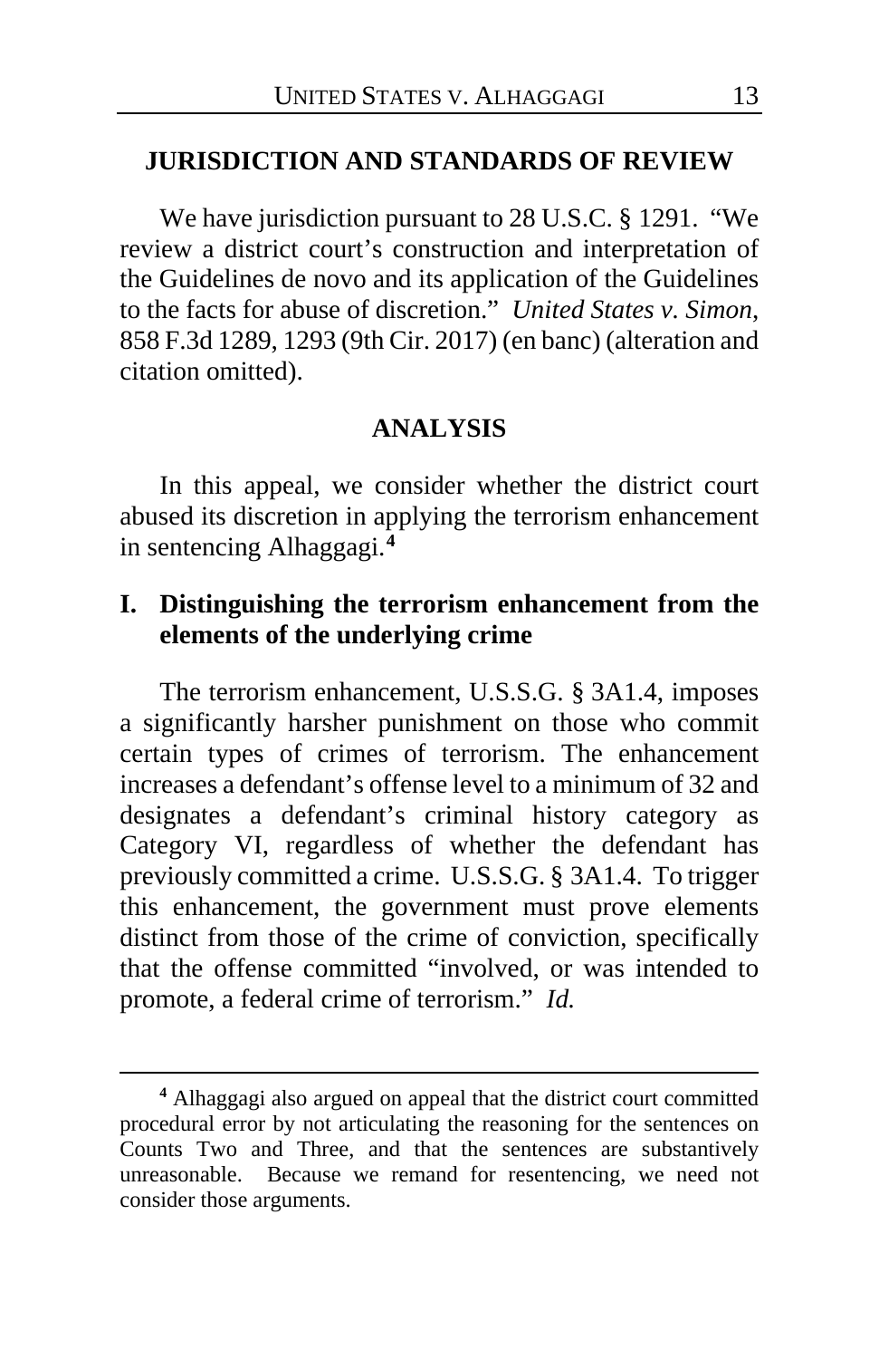## JURISDICTION AND STANDARDS OF REVIEW

We have jurisdiction pursuant to 28 U.S.C. § 1291. "We review a district court's construction and interpretation of the Guidelines de novo and its application of the Guidelines to the facts for abuse of discretion." *United States v. Simon*, 858 F.3d 1289, 1293 (9th Cir. 2017) (en banc) (alteration and citation omitted).

## ANALYSIS

In this appeal, we consider whether the district court abused its discretion in applying the terrorism enhancement in sentencing Alhaggagi.[4]

### I. Distinguishing the terrorism enhancement from the elements of the underlying crime

The terrorism enhancement, U.S.S.G. § 3A1.4, imposes a significantly harsher punishment on those who commit certain types of crimes of terrorism. The enhancement increases a defendant's offense level to a minimum of 32 and designates a defendant's criminal history category as Category VI, regardless of whether the defendant has previously committed a crime. U.S.S.G. § 3A1.4. To trigger this enhancement, the government must prove elements distinct from those of the crime of conviction, specifically that the offense committed "involved, or was intended to promote, a federal crime of terrorism." *Id.*

---

[4] Alhaggagi also argued on appeal that the district court committed procedural error by not articulating the reasoning for the sentences on Counts Two and Three, and that the sentences are substantively unreasonable. Because we remand for resentencing, we need not consider those arguments.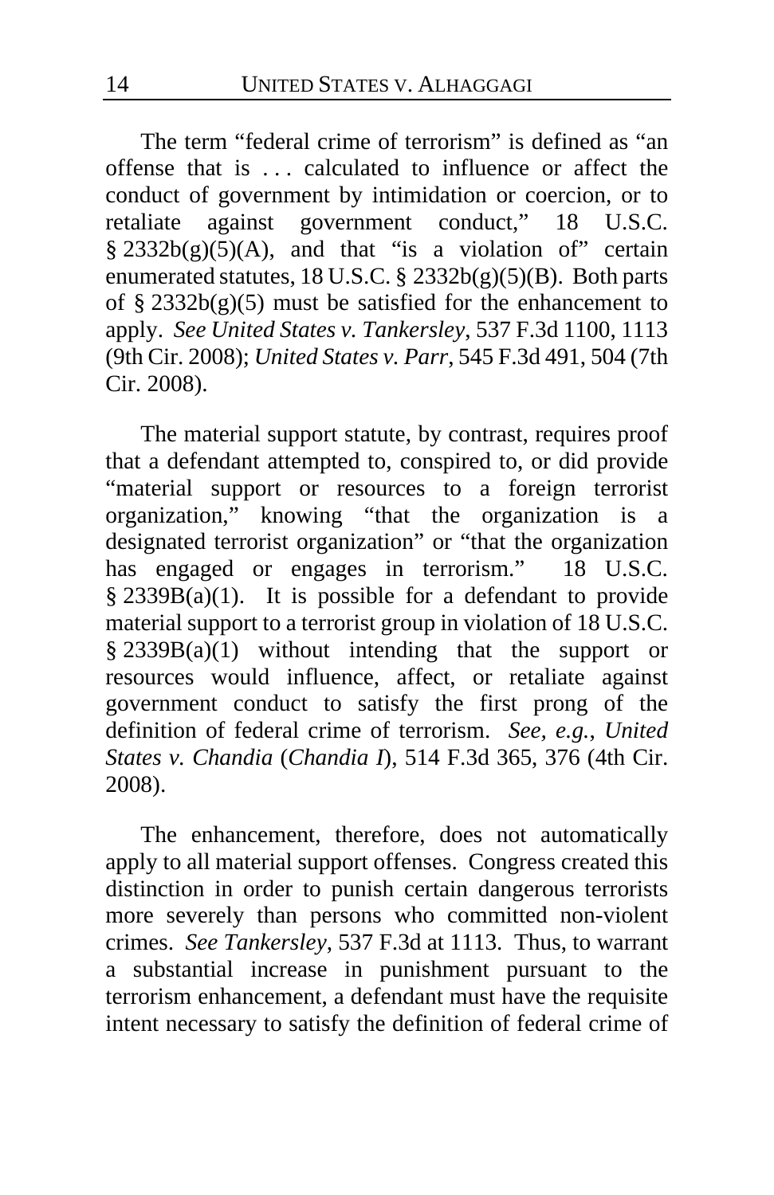The term "federal crime of terrorism" is defined as "an offense that is . . . calculated to influence or affect the conduct of government by intimidation or coercion, or to retaliate against government conduct," 18 U.S.C. § 2332b(g)(5)(A), and that "is a violation of" certain enumerated statutes, 18 U.S.C. § 2332b(g)(5)(B). Both parts of § 2332b(g)(5) must be satisfied for the enhancement to apply. *See United States v. Tankersley*, 537 F.3d 1100, 1113 (9th Cir. 2008); *United States v. Parr*, 545 F.3d 491, 504 (7th Cir. 2008).

The material support statute, by contrast, requires proof that a defendant attempted to, conspired to, or did provide "material support or resources to a foreign terrorist organization," knowing "that the organization is a designated terrorist organization" or "that the organization has engaged or engages in terrorism." 18 U.S.C. § 2339B(a)(1). It is possible for a defendant to provide material support to a terrorist group in violation of 18 U.S.C. § 2339B(a)(1) without intending that the support or resources would influence, affect, or retaliate against government conduct to satisfy the first prong of the definition of federal crime of terrorism. *See, e.g.*, *United States v. Chandia* (*Chandia I*), 514 F.3d 365, 376 (4th Cir. 2008).

The enhancement, therefore, does not automatically apply to all material support offenses. Congress created this distinction in order to punish certain dangerous terrorists more severely than persons who committed non-violent crimes. *See Tankersley*, 537 F.3d at 1113. Thus, to warrant a substantial increase in punishment pursuant to the terrorism enhancement, a defendant must have the requisite intent necessary to satisfy the definition of federal crime of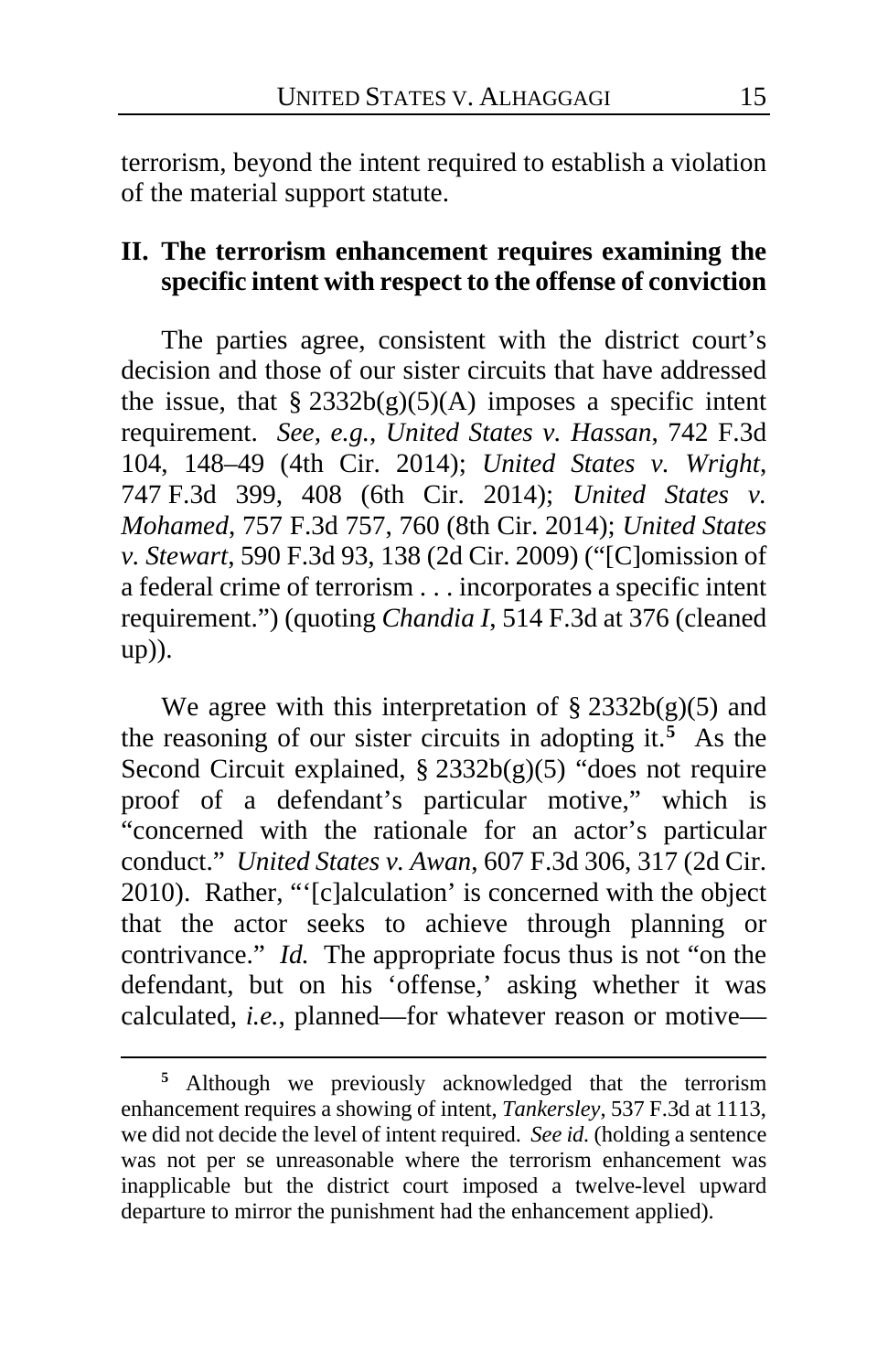terrorism, beyond the intent required to establish a violation of the material support statute.

## II. The terrorism enhancement requires examining the specific intent with respect to the offense of conviction

The parties agree, consistent with the district court's decision and those of our sister circuits that have addressed the issue, that § 2332b(g)(5)(A) imposes a specific intent requirement. *See, e.g.*, *United States v. Hassan*, 742 F.3d 104, 148–49 (4th Cir. 2014); *United States v. Wright*, 747 F.3d 399, 408 (6th Cir. 2014); *United States v. Mohamed*, 757 F.3d 757, 760 (8th Cir. 2014); *United States v. Stewart*, 590 F.3d 93, 138 (2d Cir. 2009) ("[C]omission of a federal crime of terrorism . . . incorporates a specific intent requirement.") (quoting *Chandia I*, 514 F.3d at 376 (cleaned up)).

We agree with this interpretation of § 2332b(g)(5) and the reasoning of our sister circuits in adopting it.[5] As the Second Circuit explained, § 2332b(g)(5) "does not require proof of a defendant's particular motive," which is "concerned with the rationale for an actor's particular conduct." *United States v. Awan*, 607 F.3d 306, 317 (2d Cir. 2010). Rather, "'[c]alculation' is concerned with the object that the actor seeks to achieve through planning or contrivance." *Id.* The appropriate focus thus is not "on the defendant, but on his 'offense,' asking whether it was calculated, *i.e.*, planned—for whatever reason or motive—

[5] Although we previously acknowledged that the terrorism enhancement requires a showing of intent, *Tankersley*, 537 F.3d at 1113, we did not decide the level of intent required. *See id.* (holding a sentence was not per se unreasonable where the terrorism enhancement was inapplicable but the district court imposed a twelve-level upward departure to mirror the punishment had the enhancement applied).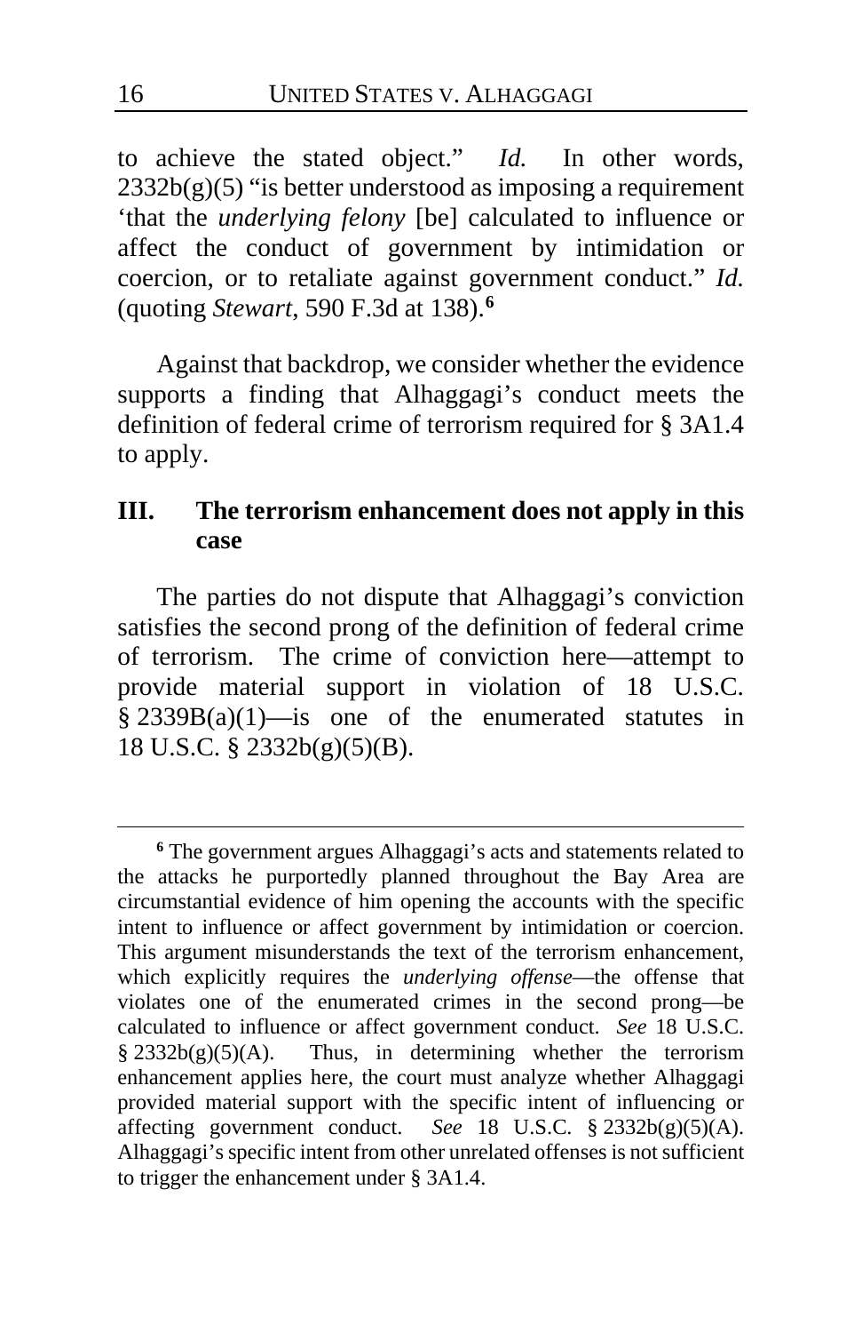to achieve the stated object." *Id.* In other words, 2332b(g)(5) "is better understood as imposing a requirement 'that the *underlying felony* [be] calculated to influence or affect the conduct of government by intimidation or coercion, or to retaliate against government conduct." *Id.* (quoting *Stewart*, 590 F.3d at 138).[6]

Against that backdrop, we consider whether the evidence supports a finding that Alhaggagi's conduct meets the definition of federal crime of terrorism required for § 3A1.4 to apply.

## III. The terrorism enhancement does not apply in this case

The parties do not dispute that Alhaggagi's conviction satisfies the second prong of the definition of federal crime of terrorism. The crime of conviction here—attempt to provide material support in violation of 18 U.S.C. § 2339B(a)(1)—is one of the enumerated statutes in 18 U.S.C. § 2332b(g)(5)(B).

---

[6] The government argues Alhaggagi's acts and statements related to the attacks he purportedly planned throughout the Bay Area are circumstantial evidence of him opening the accounts with the specific intent to influence or affect government by intimidation or coercion. This argument misunderstands the text of the terrorism enhancement, which explicitly requires the *underlying offense*—the offense that violates one of the enumerated crimes in the second prong—be calculated to influence or affect government conduct. *See* 18 U.S.C. § 2332b(g)(5)(A). Thus, in determining whether the terrorism enhancement applies here, the court must analyze whether Alhaggagi provided material support with the specific intent of influencing or affecting government conduct. *See* 18 U.S.C. § 2332b(g)(5)(A). Alhaggagi's specific intent from other unrelated offenses is not sufficient to trigger the enhancement under § 3A1.4.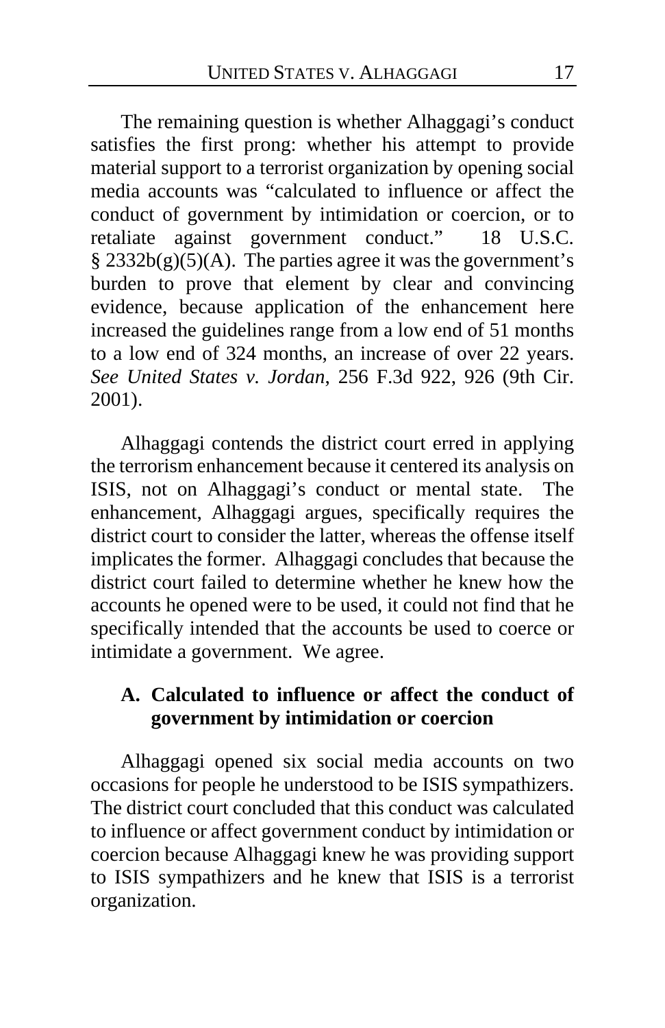The remaining question is whether Alhaggagi's conduct satisfies the first prong: whether his attempt to provide material support to a terrorist organization by opening social media accounts was "calculated to influence or affect the conduct of government by intimidation or coercion, or to retaliate against government conduct." 18 U.S.C. § 2332b(g)(5)(A). The parties agree it was the government's burden to prove that element by clear and convincing evidence, because application of the enhancement here increased the guidelines range from a low end of 51 months to a low end of 324 months, an increase of over 22 years. *See United States v. Jordan*, 256 F.3d 922, 926 (9th Cir. 2001).

Alhaggagi contends the district court erred in applying the terrorism enhancement because it centered its analysis on ISIS, not on Alhaggagi's conduct or mental state. The enhancement, Alhaggagi argues, specifically requires the district court to consider the latter, whereas the offense itself implicates the former. Alhaggagi concludes that because the district court failed to determine whether he knew how the accounts he opened were to be used, it could not find that he specifically intended that the accounts be used to coerce or intimidate a government. We agree.

### A. Calculated to influence or affect the conduct of government by intimidation or coercion

Alhaggagi opened six social media accounts on two occasions for people he understood to be ISIS sympathizers. The district court concluded that this conduct was calculated to influence or affect government conduct by intimidation or coercion because Alhaggagi knew he was providing support to ISIS sympathizers and he knew that ISIS is a terrorist organization.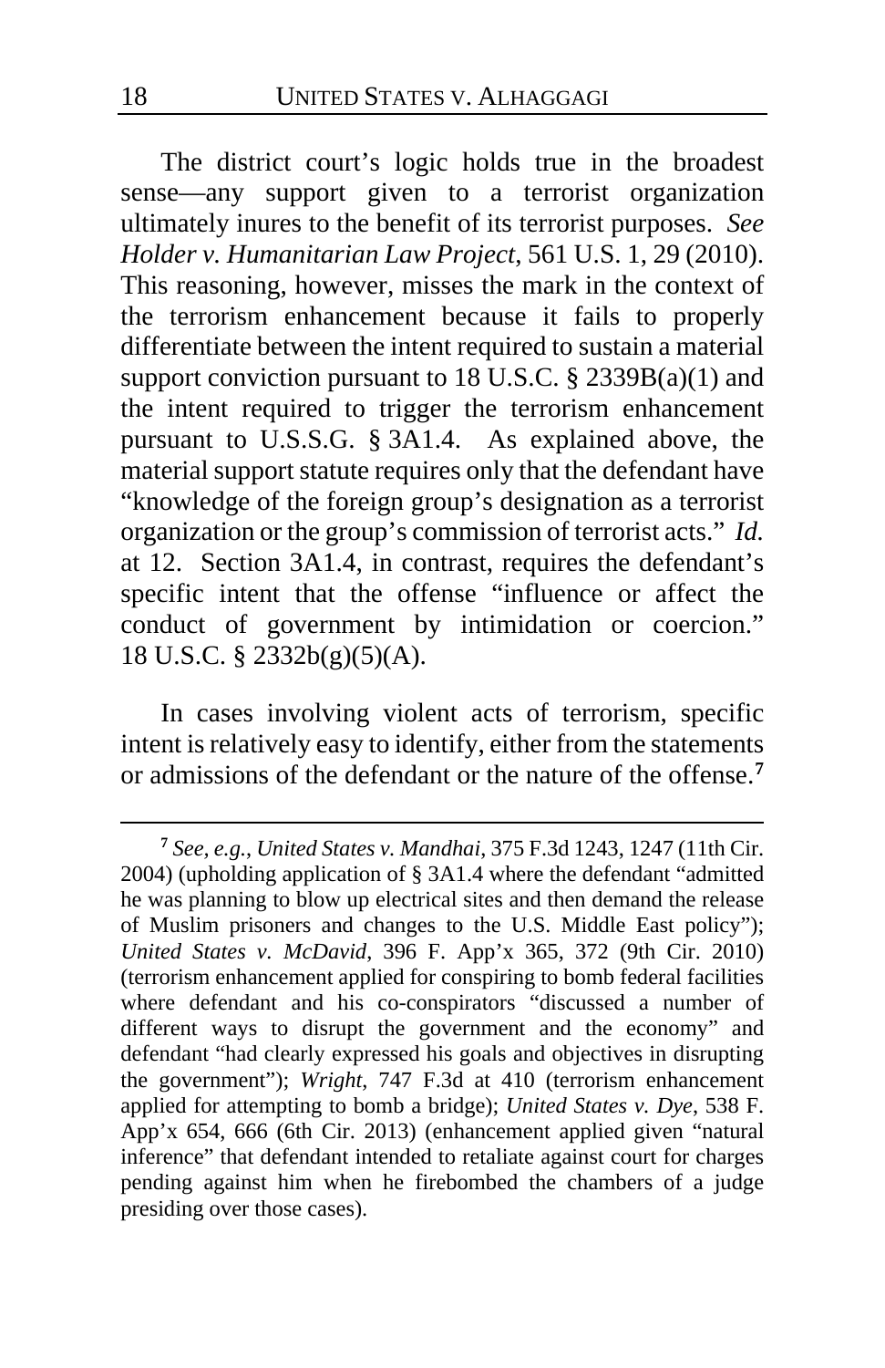The district court's logic holds true in the broadest sense—any support given to a terrorist organization ultimately inures to the benefit of its terrorist purposes. *See Holder v. Humanitarian Law Project*, 561 U.S. 1, 29 (2010). This reasoning, however, misses the mark in the context of the terrorism enhancement because it fails to properly differentiate between the intent required to sustain a material support conviction pursuant to 18 U.S.C. § 2339B(a)(1) and the intent required to trigger the terrorism enhancement pursuant to U.S.S.G. § 3A1.4. As explained above, the material support statute requires only that the defendant have "knowledge of the foreign group's designation as a terrorist organization or the group's commission of terrorist acts." *Id.* at 12. Section 3A1.4, in contrast, requires the defendant's specific intent that the offense "influence or affect the conduct of government by intimidation or coercion." 18 U.S.C. § 2332b(g)(5)(A).

In cases involving violent acts of terrorism, specific intent is relatively easy to identify, either from the statements or admissions of the defendant or the nature of the offense.[7]

[7] *See, e.g.*, *United States v. Mandhai*, 375 F.3d 1243, 1247 (11th Cir. 2004) (upholding application of § 3A1.4 where the defendant "admitted he was planning to blow up electrical sites and then demand the release of Muslim prisoners and changes to the U.S. Middle East policy"); *United States v. McDavid*, 396 F. App'x 365, 372 (9th Cir. 2010) (terrorism enhancement applied for conspiring to bomb federal facilities where defendant and his co-conspirators "discussed a number of different ways to disrupt the government and the economy" and defendant "had clearly expressed his goals and objectives in disrupting the government"); *Wright*, 747 F.3d at 410 (terrorism enhancement applied for attempting to bomb a bridge); *United States v. Dye*, 538 F. App'x 654, 666 (6th Cir. 2013) (enhancement applied given "natural inference" that defendant intended to retaliate against court for charges pending against him when he firebombed the chambers of a judge presiding over those cases).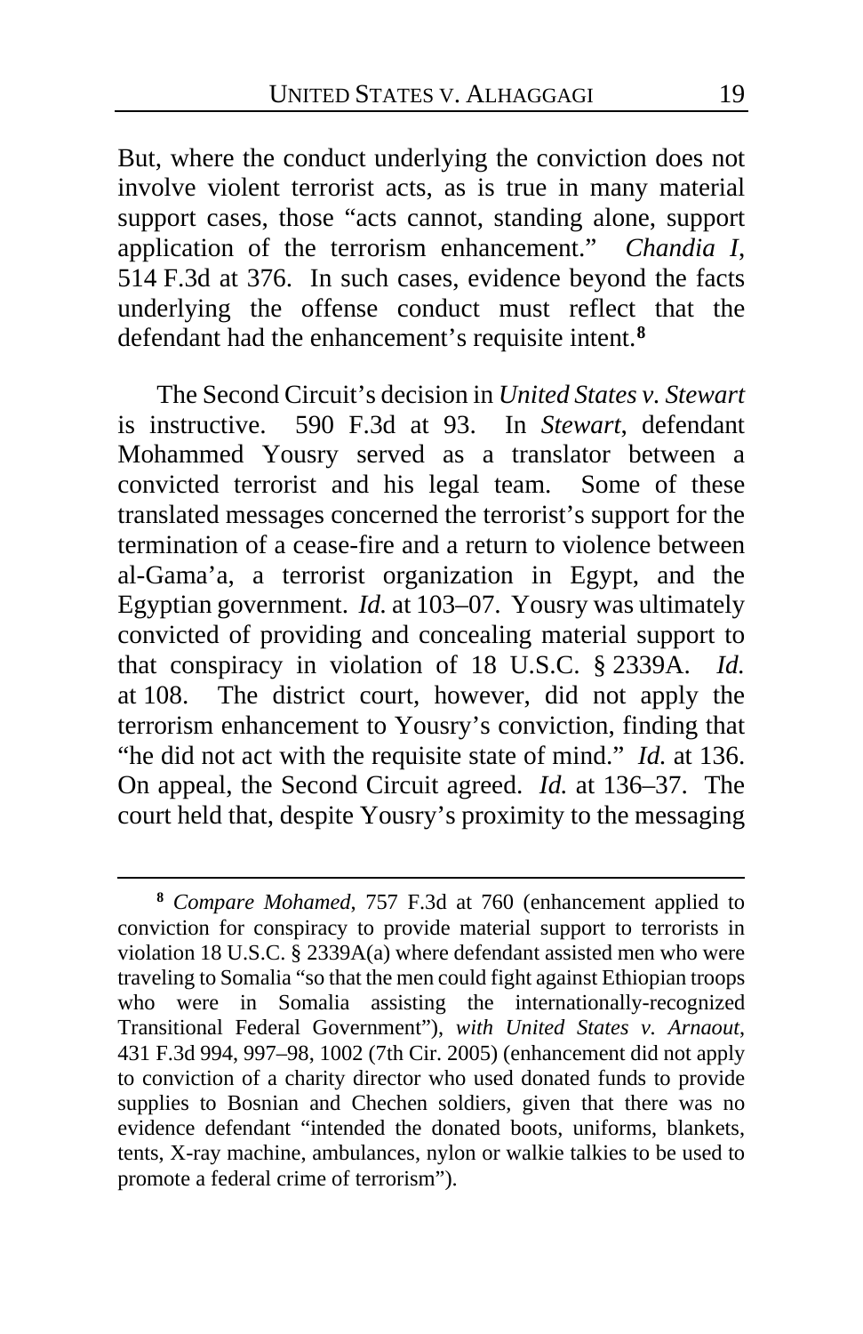But, where the conduct underlying the conviction does not involve violent terrorist acts, as is true in many material support cases, those "acts cannot, standing alone, support application of the terrorism enhancement." *Chandia I*, 514 F.3d at 376. In such cases, evidence beyond the facts underlying the offense conduct must reflect that the defendant had the enhancement's requisite intent.[8]

The Second Circuit's decision in *United States v. Stewart* is instructive. 590 F.3d at 93. In *Stewart*, defendant Mohammed Yousry served as a translator between a convicted terrorist and his legal team. Some of these translated messages concerned the terrorist's support for the termination of a cease-fire and a return to violence between al-Gama'a, a terrorist organization in Egypt, and the Egyptian government. *Id.* at 103–07. Yousry was ultimately convicted of providing and concealing material support to that conspiracy in violation of 18 U.S.C. § 2339A. *Id.* at 108. The district court, however, did not apply the terrorism enhancement to Yousry's conviction, finding that "he did not act with the requisite state of mind." *Id.* at 136. On appeal, the Second Circuit agreed. *Id.* at 136–37. The court held that, despite Yousry's proximity to the messaging

---

[8] *Compare Mohamed*, 757 F.3d at 760 (enhancement applied to conviction for conspiracy to provide material support to terrorists in violation 18 U.S.C. § 2339A(a) where defendant assisted men who were traveling to Somalia "so that the men could fight against Ethiopian troops who were in Somalia assisting the internationally-recognized Transitional Federal Government"), *with United States v. Arnaout*, 431 F.3d 994, 997–98, 1002 (7th Cir. 2005) (enhancement did not apply to conviction of a charity director who used donated funds to provide supplies to Bosnian and Chechen soldiers, given that there was no evidence defendant "intended the donated boots, uniforms, blankets, tents, X-ray machine, ambulances, nylon or walkie talkies to be used to promote a federal crime of terrorism").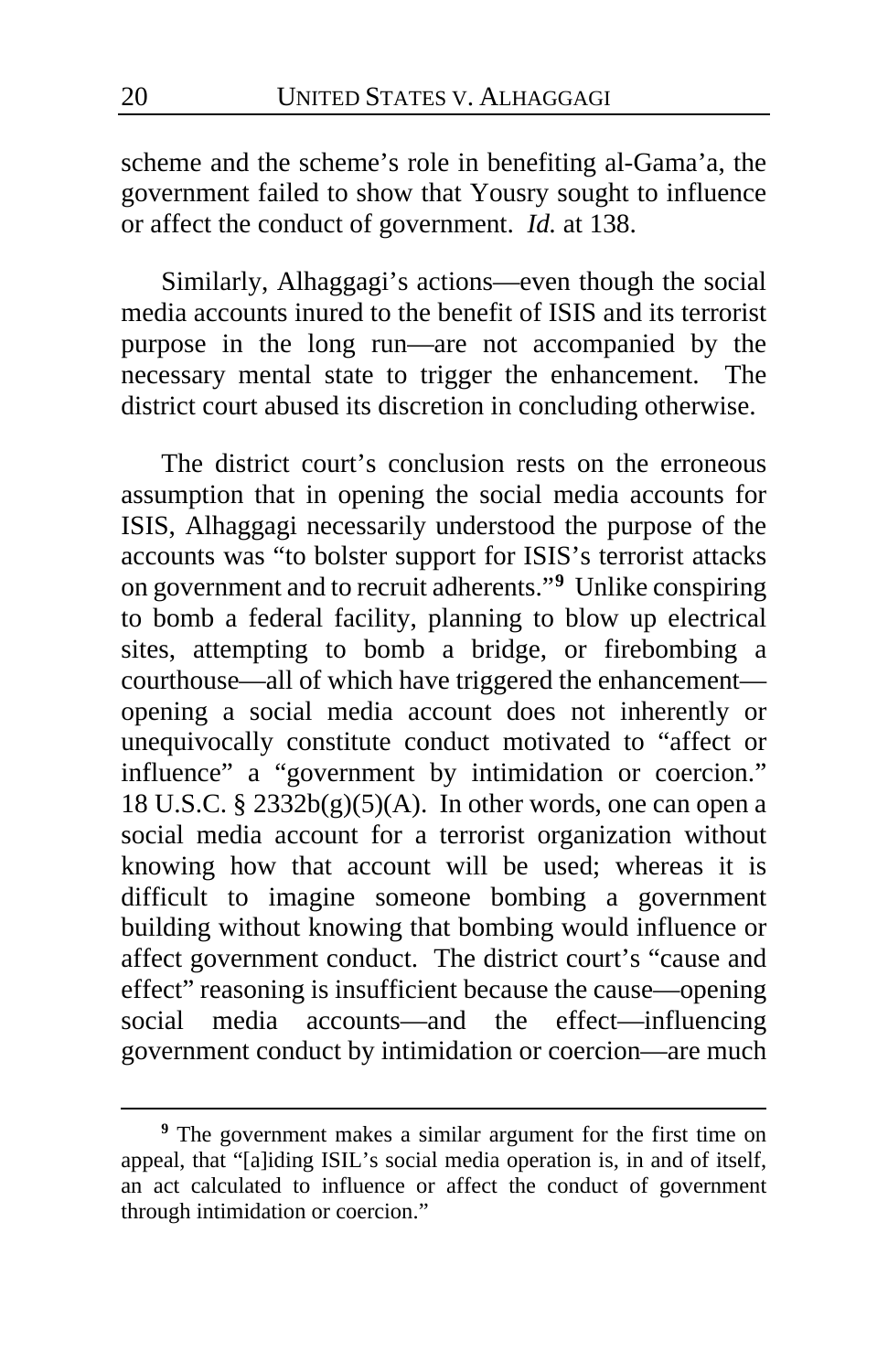scheme and the scheme's role in benefiting al-Gama'a, the government failed to show that Yousry sought to influence or affect the conduct of government. *Id.* at 138.

Similarly, Alhaggagi's actions—even though the social media accounts inured to the benefit of ISIS and its terrorist purpose in the long run—are not accompanied by the necessary mental state to trigger the enhancement. The district court abused its discretion in concluding otherwise.

The district court's conclusion rests on the erroneous assumption that in opening the social media accounts for ISIS, Alhaggagi necessarily understood the purpose of the accounts was "to bolster support for ISIS's terrorist attacks on government and to recruit adherents."[9] Unlike conspiring to bomb a federal facility, planning to blow up electrical sites, attempting to bomb a bridge, or firebombing a courthouse—all of which have triggered the enhancement—opening a social media account does not inherently or unequivocally constitute conduct motivated to "affect or influence" a "government by intimidation or coercion." 18 U.S.C. § 2332b(g)(5)(A). In other words, one can open a social media account for a terrorist organization without knowing how that account will be used; whereas it is difficult to imagine someone bombing a government building without knowing that bombing would influence or affect government conduct. The district court's "cause and effect" reasoning is insufficient because the cause—opening social media accounts—and the effect—influencing government conduct by intimidation or coercion—are much

[9] The government makes a similar argument for the first time on appeal, that "[a]iding ISIL's social media operation is, in and of itself, an act calculated to influence or affect the conduct of government through intimidation or coercion."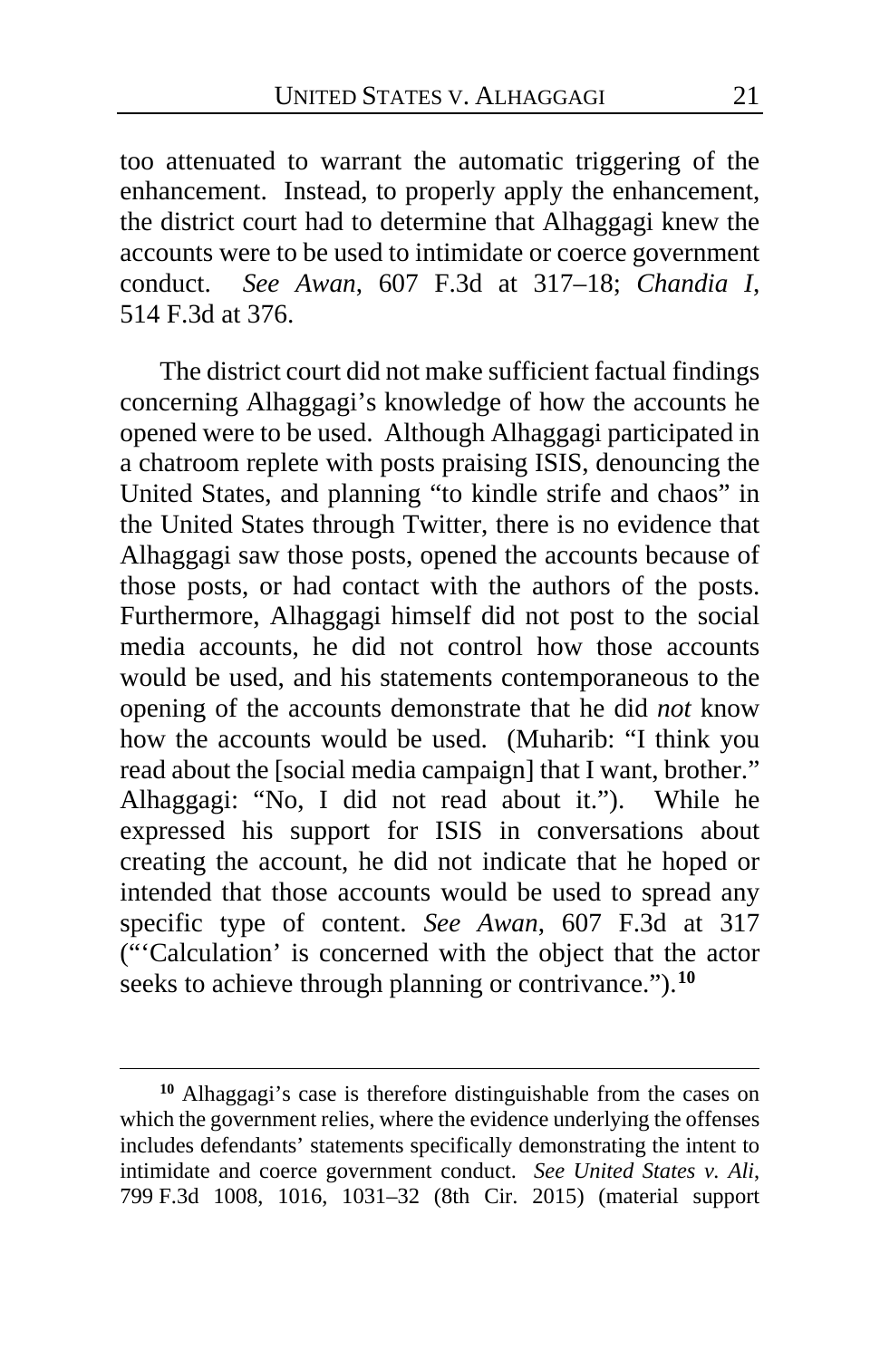too attenuated to warrant the automatic triggering of the enhancement. Instead, to properly apply the enhancement, the district court had to determine that Alhaggagi knew the accounts were to be used to intimidate or coerce government conduct. *See Awan*, 607 F.3d at 317–18; *Chandia I*, 514 F.3d at 376.

The district court did not make sufficient factual findings concerning Alhaggagi's knowledge of how the accounts he opened were to be used. Although Alhaggagi participated in a chatroom replete with posts praising ISIS, denouncing the United States, and planning "to kindle strife and chaos" in the United States through Twitter, there is no evidence that Alhaggagi saw those posts, opened the accounts because of those posts, or had contact with the authors of the posts. Furthermore, Alhaggagi himself did not post to the social media accounts, he did not control how those accounts would be used, and his statements contemporaneous to the opening of the accounts demonstrate that he did *not* know how the accounts would be used. (Muharib: "I think you read about the [social media campaign] that I want, brother." Alhaggagi: "No, I did not read about it."). While he expressed his support for ISIS in conversations about creating the account, he did not indicate that he hoped or intended that those accounts would be used to spread any specific type of content. *See Awan*, 607 F.3d at 317 ("'Calculation' is concerned with the object that the actor seeks to achieve through planning or contrivance.").[10]

---

[10] Alhaggagi's case is therefore distinguishable from the cases on which the government relies, where the evidence underlying the offenses includes defendants' statements specifically demonstrating the intent to intimidate and coerce government conduct. *See United States v. Ali*, 799 F.3d 1008, 1016, 1031–32 (8th Cir. 2015) (material support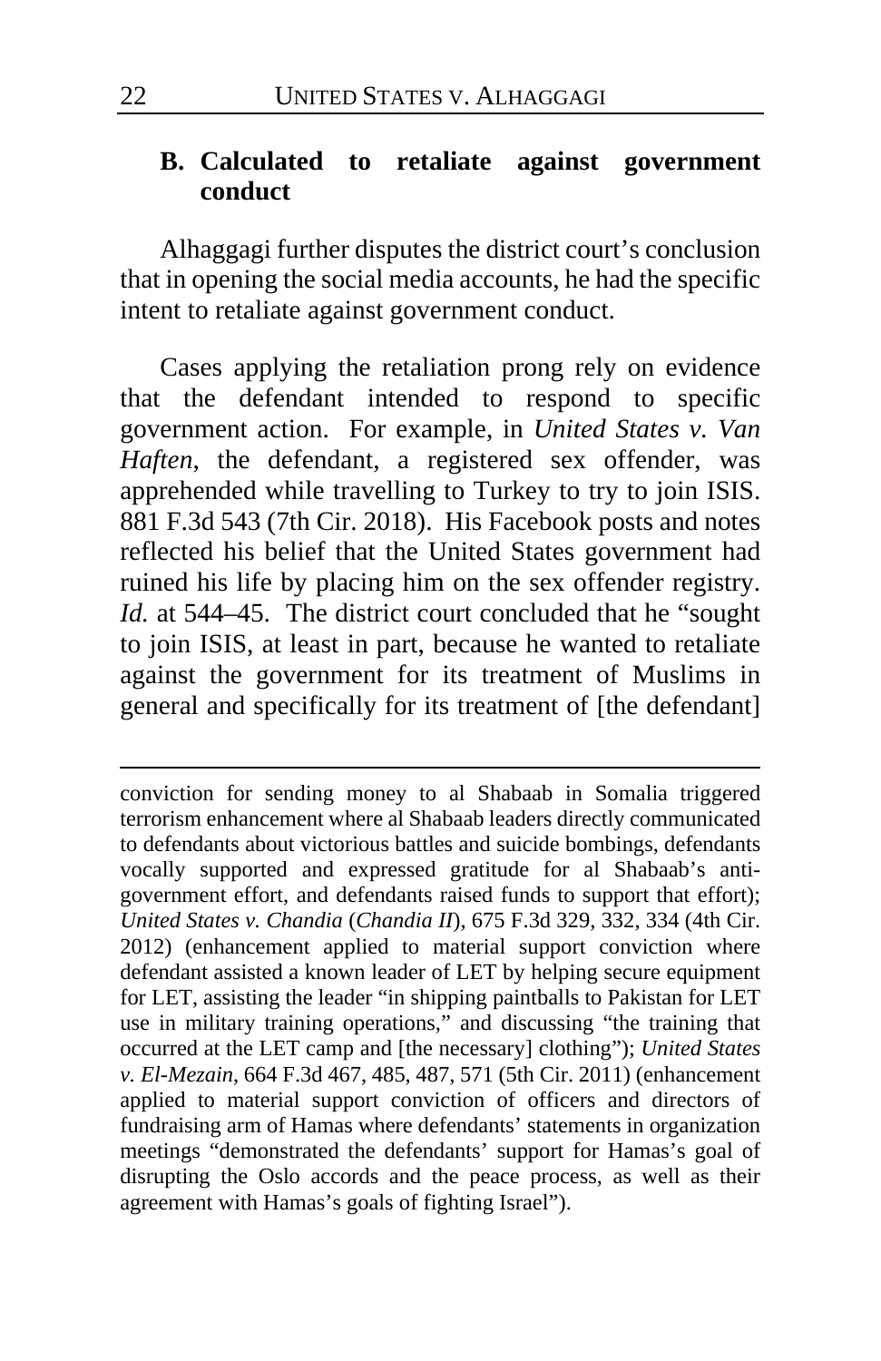### B. Calculated to retaliate against government conduct

Alhaggagi further disputes the district court's conclusion that in opening the social media accounts, he had the specific intent to retaliate against government conduct.

Cases applying the retaliation prong rely on evidence that the defendant intended to respond to specific government action. For example, in *United States v. Van Haften*, the defendant, a registered sex offender, was apprehended while travelling to Turkey to try to join ISIS. 881 F.3d 543 (7th Cir. 2018). His Facebook posts and notes reflected his belief that the United States government had ruined his life by placing him on the sex offender registry. *Id.* at 544–45. The district court concluded that he "sought to join ISIS, at least in part, because he wanted to retaliate against the government for its treatment of Muslims in general and specifically for its treatment of [the defendant]

---

conviction for sending money to al Shabaab in Somalia triggered terrorism enhancement where al Shabaab leaders directly communicated to defendants about victorious battles and suicide bombings, defendants vocally supported and expressed gratitude for al Shabaab's anti-government effort, and defendants raised funds to support that effort); *United States v. Chandia* (*Chandia II*), 675 F.3d 329, 332, 334 (4th Cir. 2012) (enhancement applied to material support conviction where defendant assisted a known leader of LET by helping secure equipment for LET, assisting the leader "in shipping paintballs to Pakistan for LET use in military training operations," and discussing "the training that occurred at the LET camp and [the necessary] clothing"); *United States v. El-Mezain*, 664 F.3d 467, 485, 487, 571 (5th Cir. 2011) (enhancement applied to material support conviction of officers and directors of fundraising arm of Hamas where defendants' statements in organization meetings "demonstrated the defendants' support for Hamas's goal of disrupting the Oslo accords and the peace process, as well as their agreement with Hamas's goals of fighting Israel").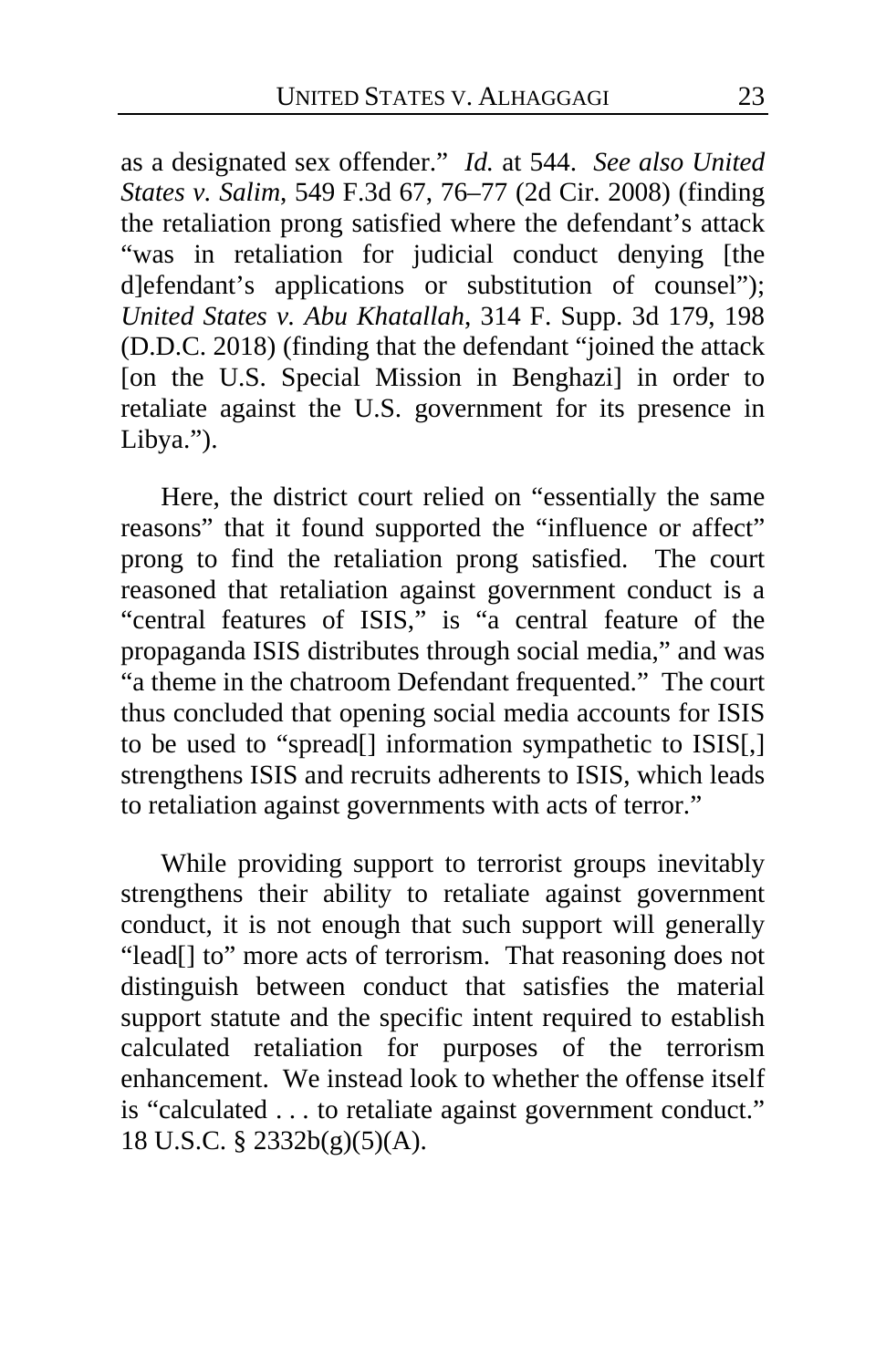as a designated sex offender." *Id.* at 544. *See also United States v. Salim*, 549 F.3d 67, 76–77 (2d Cir. 2008) (finding the retaliation prong satisfied where the defendant's attack "was in retaliation for judicial conduct denying [the d]efendant's applications or substitution of counsel"); *United States v. Abu Khatallah*, 314 F. Supp. 3d 179, 198 (D.D.C. 2018) (finding that the defendant "joined the attack [on the U.S. Special Mission in Benghazi] in order to retaliate against the U.S. government for its presence in Libya.").

Here, the district court relied on "essentially the same reasons" that it found supported the "influence or affect" prong to find the retaliation prong satisfied. The court reasoned that retaliation against government conduct is a "central features of ISIS," is "a central feature of the propaganda ISIS distributes through social media," and was "a theme in the chatroom Defendant frequented." The court thus concluded that opening social media accounts for ISIS to be used to "spread[] information sympathetic to ISIS[,] strengthens ISIS and recruits adherents to ISIS, which leads to retaliation against governments with acts of terror."

While providing support to terrorist groups inevitably strengthens their ability to retaliate against government conduct, it is not enough that such support will generally "lead[] to" more acts of terrorism. That reasoning does not distinguish between conduct that satisfies the material support statute and the specific intent required to establish calculated retaliation for purposes of the terrorism enhancement. We instead look to whether the offense itself is "calculated . . . to retaliate against government conduct." 18 U.S.C. § 2332b(g)(5)(A).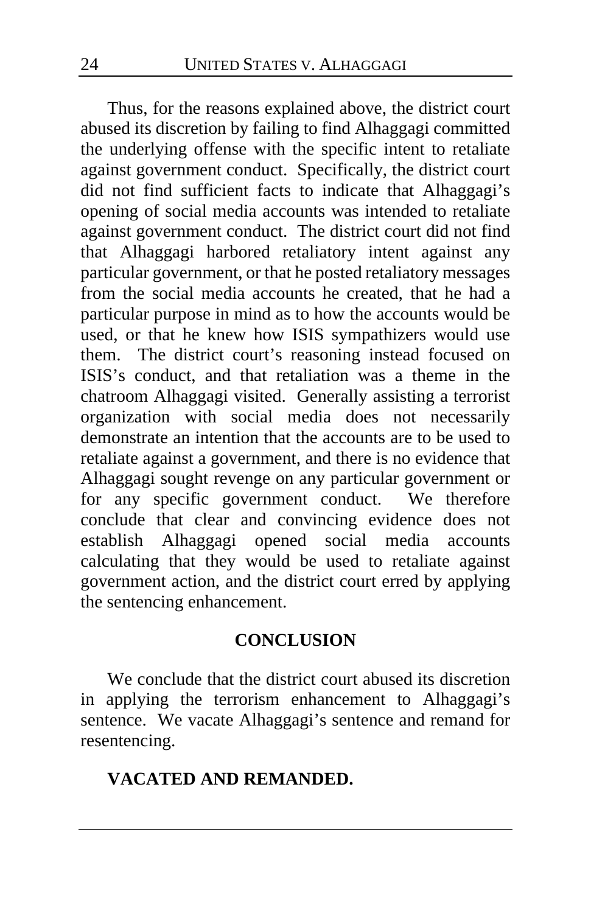Thus, for the reasons explained above, the district court abused its discretion by failing to find Alhaggagi committed the underlying offense with the specific intent to retaliate against government conduct. Specifically, the district court did not find sufficient facts to indicate that Alhaggagi's opening of social media accounts was intended to retaliate against government conduct. The district court did not find that Alhaggagi harbored retaliatory intent against any particular government, or that he posted retaliatory messages from the social media accounts he created, that he had a particular purpose in mind as to how the accounts would be used, or that he knew how ISIS sympathizers would use them. The district court's reasoning instead focused on ISIS's conduct, and that retaliation was a theme in the chatroom Alhaggagi visited. Generally assisting a terrorist organization with social media does not necessarily demonstrate an intention that the accounts are to be used to retaliate against a government, and there is no evidence that Alhaggagi sought revenge on any particular government or for any specific government conduct. We therefore conclude that clear and convincing evidence does not establish Alhaggagi opened social media accounts calculating that they would be used to retaliate against government action, and the district court erred by applying the sentencing enhancement.

## CONCLUSION

We conclude that the district court abused its discretion in applying the terrorism enhancement to Alhaggagi's sentence. We vacate Alhaggagi's sentence and remand for resentencing.

**VACATED AND REMANDED.**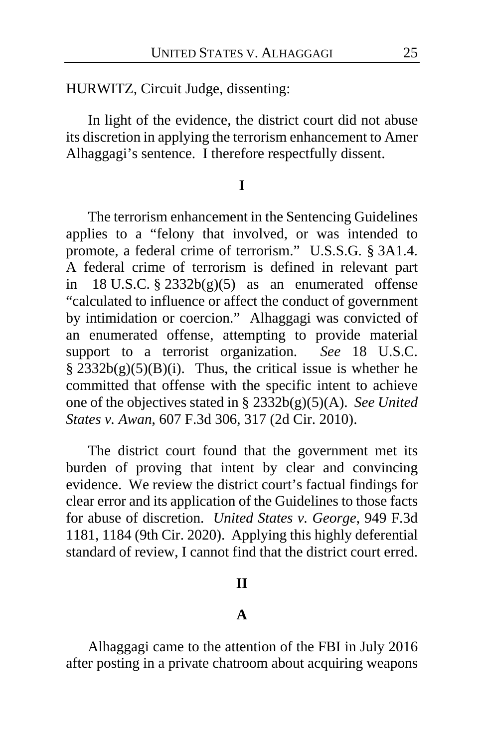HURWITZ, Circuit Judge, dissenting:

In light of the evidence, the district court did not abuse its discretion in applying the terrorism enhancement to Amer Alhaggagi's sentence. I therefore respectfully dissent.

**I**

The terrorism enhancement in the Sentencing Guidelines applies to a "felony that involved, or was intended to promote, a federal crime of terrorism." U.S.S.G. § 3A1.4. A federal crime of terrorism is defined in relevant part in 18 U.S.C. § 2332b(g)(5) as an enumerated offense "calculated to influence or affect the conduct of government by intimidation or coercion." Alhaggagi was convicted of an enumerated offense, attempting to provide material support to a terrorist organization. *See* 18 U.S.C. § 2332b(g)(5)(B)(i). Thus, the critical issue is whether he committed that offense with the specific intent to achieve one of the objectives stated in § 2332b(g)(5)(A). *See United States v. Awan*, 607 F.3d 306, 317 (2d Cir. 2010).

The district court found that the government met its burden of proving that intent by clear and convincing evidence. We review the district court's factual findings for clear error and its application of the Guidelines to those facts for abuse of discretion. *United States v. George*, 949 F.3d 1181, 1184 (9th Cir. 2020). Applying this highly deferential standard of review, I cannot find that the district court erred.

**II**

**A**

Alhaggagi came to the attention of the FBI in July 2016 after posting in a private chatroom about acquiring weapons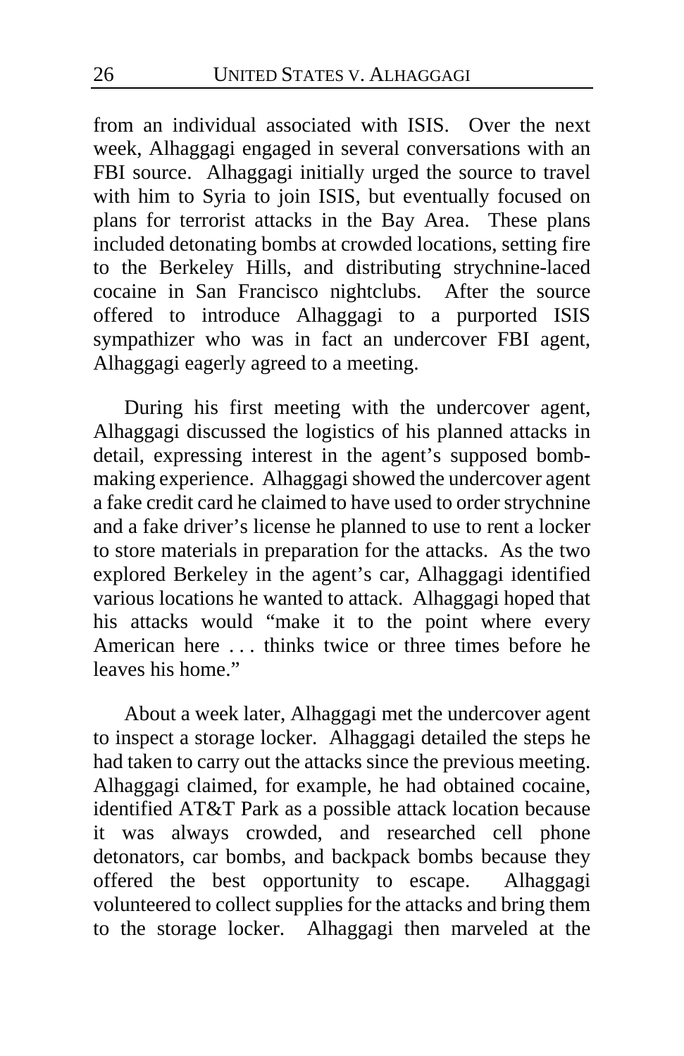from an individual associated with ISIS. Over the next week, Alhaggagi engaged in several conversations with an FBI source. Alhaggagi initially urged the source to travel with him to Syria to join ISIS, but eventually focused on plans for terrorist attacks in the Bay Area. These plans included detonating bombs at crowded locations, setting fire to the Berkeley Hills, and distributing strychnine-laced cocaine in San Francisco nightclubs. After the source offered to introduce Alhaggagi to a purported ISIS sympathizer who was in fact an undercover FBI agent, Alhaggagi eagerly agreed to a meeting.

During his first meeting with the undercover agent, Alhaggagi discussed the logistics of his planned attacks in detail, expressing interest in the agent's supposed bomb-making experience. Alhaggagi showed the undercover agent a fake credit card he claimed to have used to order strychnine and a fake driver's license he planned to use to rent a locker to store materials in preparation for the attacks. As the two explored Berkeley in the agent's car, Alhaggagi identified various locations he wanted to attack. Alhaggagi hoped that his attacks would "make it to the point where every American here . . . thinks twice or three times before he leaves his home."

About a week later, Alhaggagi met the undercover agent to inspect a storage locker. Alhaggagi detailed the steps he had taken to carry out the attacks since the previous meeting. Alhaggagi claimed, for example, he had obtained cocaine, identified AT&T Park as a possible attack location because it was always crowded, and researched cell phone detonators, car bombs, and backpack bombs because they offered the best opportunity to escape. Alhaggagi volunteered to collect supplies for the attacks and bring them to the storage locker. Alhaggagi then marveled at the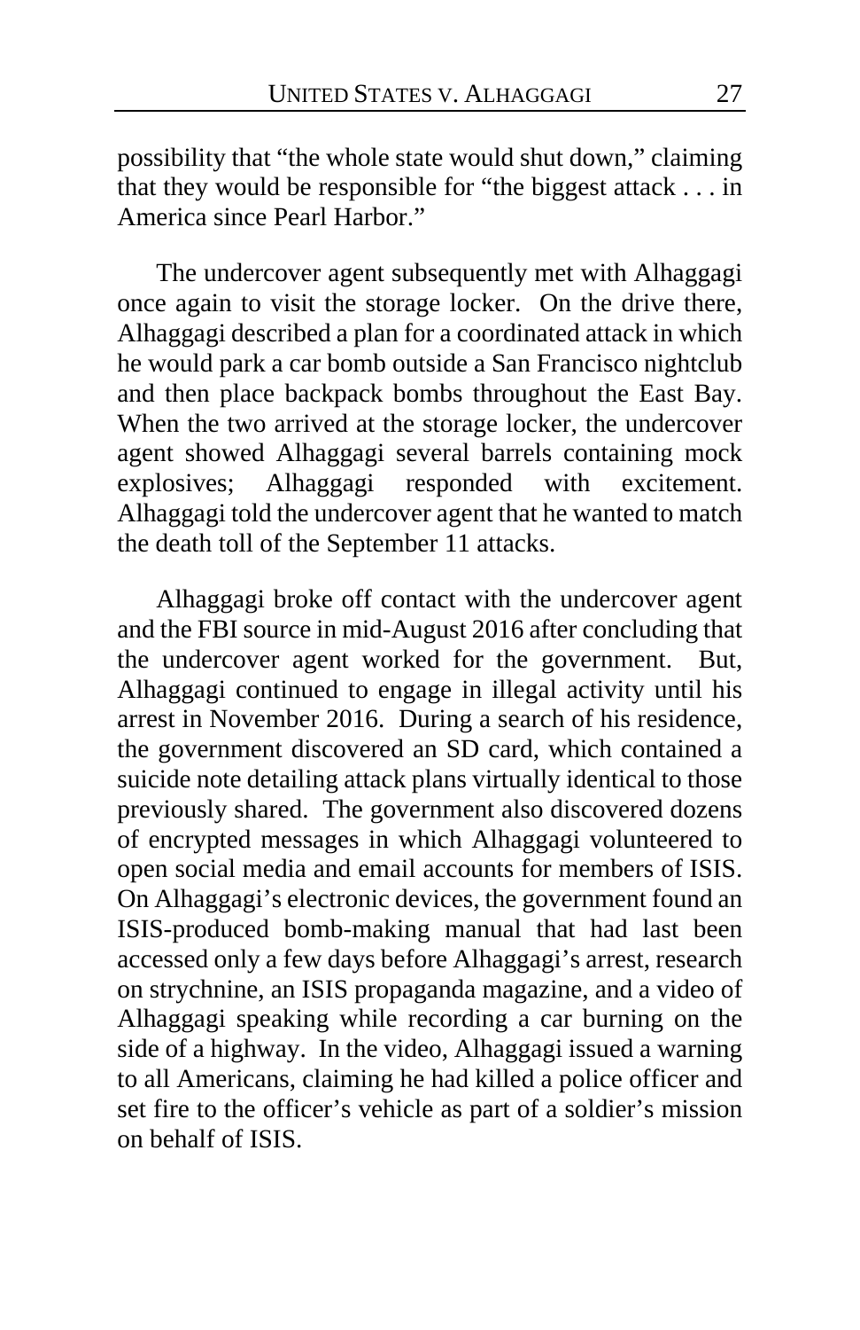possibility that "the whole state would shut down," claiming that they would be responsible for "the biggest attack . . . in America since Pearl Harbor."

The undercover agent subsequently met with Alhaggagi once again to visit the storage locker. On the drive there, Alhaggagi described a plan for a coordinated attack in which he would park a car bomb outside a San Francisco nightclub and then place backpack bombs throughout the East Bay. When the two arrived at the storage locker, the undercover agent showed Alhaggagi several barrels containing mock explosives; Alhaggagi responded with excitement. Alhaggagi told the undercover agent that he wanted to match the death toll of the September 11 attacks.

Alhaggagi broke off contact with the undercover agent and the FBI source in mid-August 2016 after concluding that the undercover agent worked for the government. But, Alhaggagi continued to engage in illegal activity until his arrest in November 2016. During a search of his residence, the government discovered an SD card, which contained a suicide note detailing attack plans virtually identical to those previously shared. The government also discovered dozens of encrypted messages in which Alhaggagi volunteered to open social media and email accounts for members of ISIS. On Alhaggagi's electronic devices, the government found an ISIS-produced bomb-making manual that had last been accessed only a few days before Alhaggagi's arrest, research on strychnine, an ISIS propaganda magazine, and a video of Alhaggagi speaking while recording a car burning on the side of a highway. In the video, Alhaggagi issued a warning to all Americans, claiming he had killed a police officer and set fire to the officer's vehicle as part of a soldier's mission on behalf of ISIS.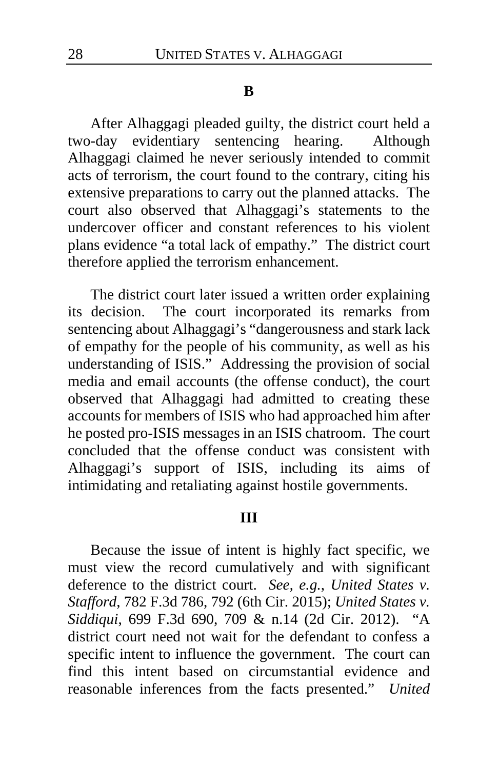### B

After Alhaggagi pleaded guilty, the district court held a two-day evidentiary sentencing hearing. Although Alhaggagi claimed he never seriously intended to commit acts of terrorism, the court found to the contrary, citing his extensive preparations to carry out the planned attacks. The court also observed that Alhaggagi's statements to the undercover officer and constant references to his violent plans evidence "a total lack of empathy." The district court therefore applied the terrorism enhancement.

The district court later issued a written order explaining its decision. The court incorporated its remarks from sentencing about Alhaggagi's "dangerousness and stark lack of empathy for the people of his community, as well as his understanding of ISIS." Addressing the provision of social media and email accounts (the offense conduct), the court observed that Alhaggagi had admitted to creating these accounts for members of ISIS who had approached him after he posted pro-ISIS messages in an ISIS chatroom. The court concluded that the offense conduct was consistent with Alhaggagi's support of ISIS, including its aims of intimidating and retaliating against hostile governments.

## III

Because the issue of intent is highly fact specific, we must view the record cumulatively and with significant deference to the district court. *See, e.g.*, *United States v. Stafford*, 782 F.3d 786, 792 (6th Cir. 2015); *United States v. Siddiqui*, 699 F.3d 690, 709 & n.14 (2d Cir. 2012). "A district court need not wait for the defendant to confess a specific intent to influence the government. The court can find this intent based on circumstantial evidence and reasonable inferences from the facts presented." *United*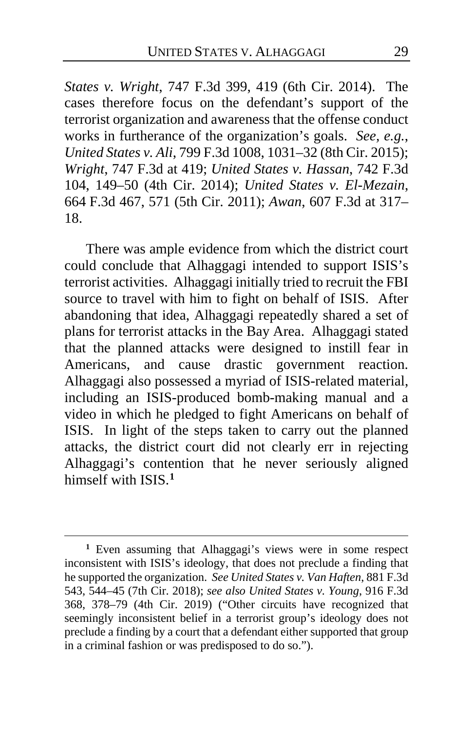*States v. Wright*, 747 F.3d 399, 419 (6th Cir. 2014). The cases therefore focus on the defendant's support of the terrorist organization and awareness that the offense conduct works in furtherance of the organization's goals. *See, e.g.*, *United States v. Ali*, 799 F.3d 1008, 1031–32 (8th Cir. 2015); *Wright*, 747 F.3d at 419; *United States v. Hassan*, 742 F.3d 104, 149–50 (4th Cir. 2014); *United States v. El-Mezain*, 664 F.3d 467, 571 (5th Cir. 2011); *Awan*, 607 F.3d at 317–18.

There was ample evidence from which the district court could conclude that Alhaggagi intended to support ISIS's terrorist activities. Alhaggagi initially tried to recruit the FBI source to travel with him to fight on behalf of ISIS. After abandoning that idea, Alhaggagi repeatedly shared a set of plans for terrorist attacks in the Bay Area. Alhaggagi stated that the planned attacks were designed to instill fear in Americans, and cause drastic government reaction. Alhaggagi also possessed a myriad of ISIS-related material, including an ISIS-produced bomb-making manual and a video in which he pledged to fight Americans on behalf of ISIS. In light of the steps taken to carry out the planned attacks, the district court did not clearly err in rejecting Alhaggagi's contention that he never seriously aligned himself with ISIS.[1]

---

[1] Even assuming that Alhaggagi's views were in some respect inconsistent with ISIS's ideology, that does not preclude a finding that he supported the organization. *See United States v. Van Haften*, 881 F.3d 543, 544–45 (7th Cir. 2018); *see also United States v. Young*, 916 F.3d 368, 378–79 (4th Cir. 2019) ("Other circuits have recognized that seemingly inconsistent belief in a terrorist group's ideology does not preclude a finding by a court that a defendant either supported that group in a criminal fashion or was predisposed to do so.").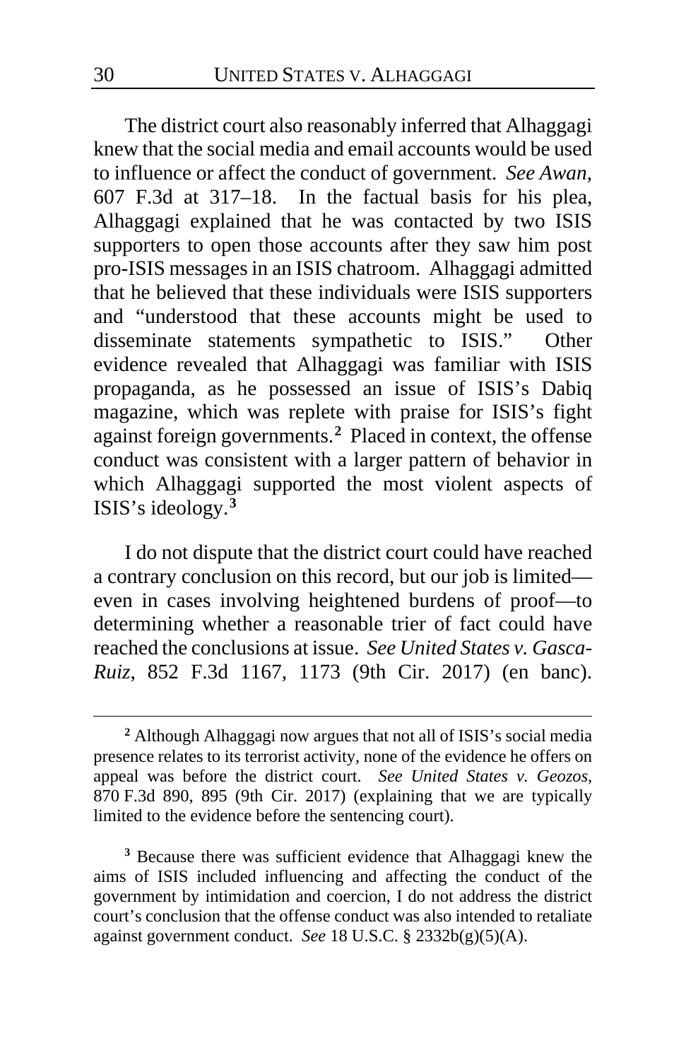The district court also reasonably inferred that Alhaggagi knew that the social media and email accounts would be used to influence or affect the conduct of government. *See Awan*, 607 F.3d at 317–18. In the factual basis for his plea, Alhaggagi explained that he was contacted by two ISIS supporters to open those accounts after they saw him post pro-ISIS messages in an ISIS chatroom. Alhaggagi admitted that he believed that these individuals were ISIS supporters and "understood that these accounts might be used to disseminate statements sympathetic to ISIS." Other evidence revealed that Alhaggagi was familiar with ISIS propaganda, as he possessed an issue of ISIS's Dabiq magazine, which was replete with praise for ISIS's fight against foreign governments.[2] Placed in context, the offense conduct was consistent with a larger pattern of behavior in which Alhaggagi supported the most violent aspects of ISIS's ideology.[3]

I do not dispute that the district court could have reached a contrary conclusion on this record, but our job is limited—even in cases involving heightened burdens of proof—to determining whether a reasonable trier of fact could have reached the conclusions at issue. *See United States v. Gasca-Ruiz*, 852 F.3d 1167, 1173 (9th Cir. 2017) (en banc).

---

[2] Although Alhaggagi now argues that not all of ISIS's social media presence relates to its terrorist activity, none of the evidence he offers on appeal was before the district court. *See United States v. Geozos*, 870 F.3d 890, 895 (9th Cir. 2017) (explaining that we are typically limited to the evidence before the sentencing court).

[3] Because there was sufficient evidence that Alhaggagi knew the aims of ISIS included influencing and affecting the conduct of the government by intimidation and coercion, I do not address the district court's conclusion that the offense conduct was also intended to retaliate against government conduct. *See* 18 U.S.C. § 2332b(g)(5)(A).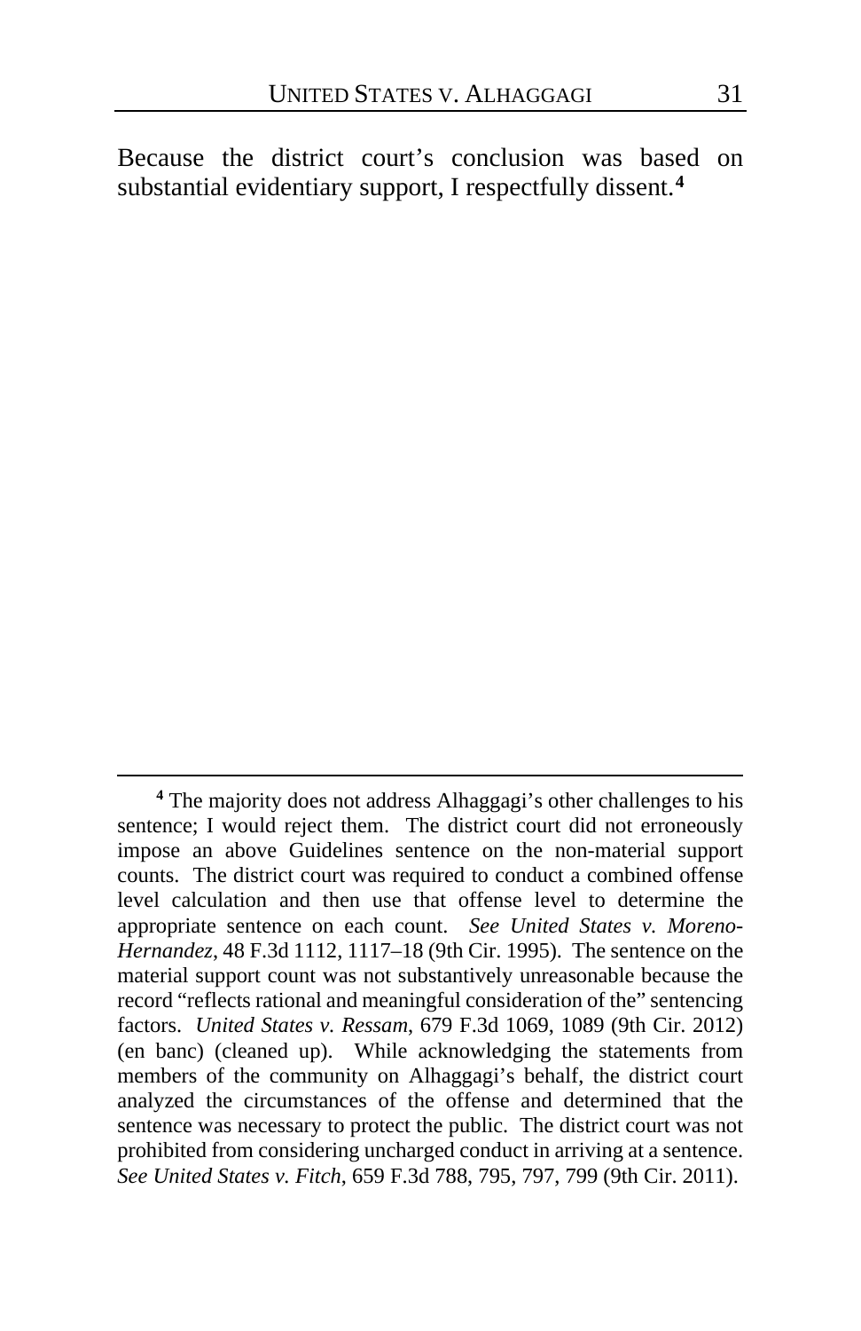Because the district court's conclusion was based on substantial evidentiary support, I respectfully dissent.[4]

---

[4] The majority does not address Alhaggagi's other challenges to his sentence; I would reject them. The district court did not erroneously impose an above Guidelines sentence on the non-material support counts. The district court was required to conduct a combined offense level calculation and then use that offense level to determine the appropriate sentence on each count. *See United States v. Moreno-Hernandez*, 48 F.3d 1112, 1117–18 (9th Cir. 1995). The sentence on the material support count was not substantively unreasonable because the record "reflects rational and meaningful consideration of the" sentencing factors. *United States v. Ressam*, 679 F.3d 1069, 1089 (9th Cir. 2012) (en banc) (cleaned up). While acknowledging the statements from members of the community on Alhaggagi's behalf, the district court analyzed the circumstances of the offense and determined that the sentence was necessary to protect the public. The district court was not prohibited from considering uncharged conduct in arriving at a sentence. *See United States v. Fitch*, 659 F.3d 788, 795, 797, 799 (9th Cir. 2011).